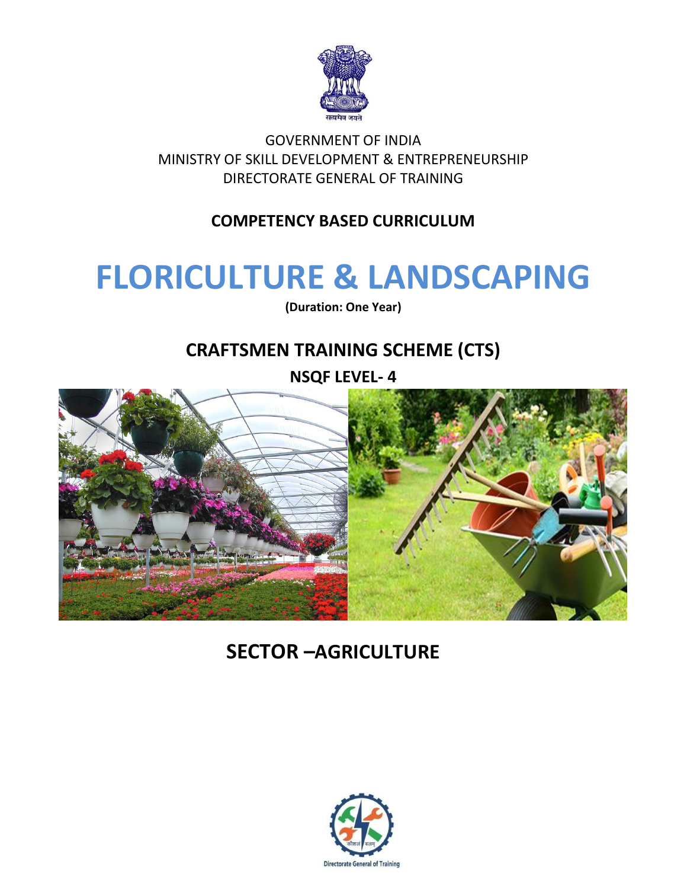GOVERNMENT OF INDIA
MINISTRY OF SKILL DEVELOPMENT & ENTREPRENEURSHIP
DIRECTORATE GENERAL OF TRAINING

**COMPETENCY BASED CURRICULUM**

# FLORICULTURE & LANDSCAPING

**(Duration: One Year)**

## CRAFTSMEN TRAINING SCHEME (CTS)

**NSQF LEVEL- 4**

## SECTOR –AGRICULTURE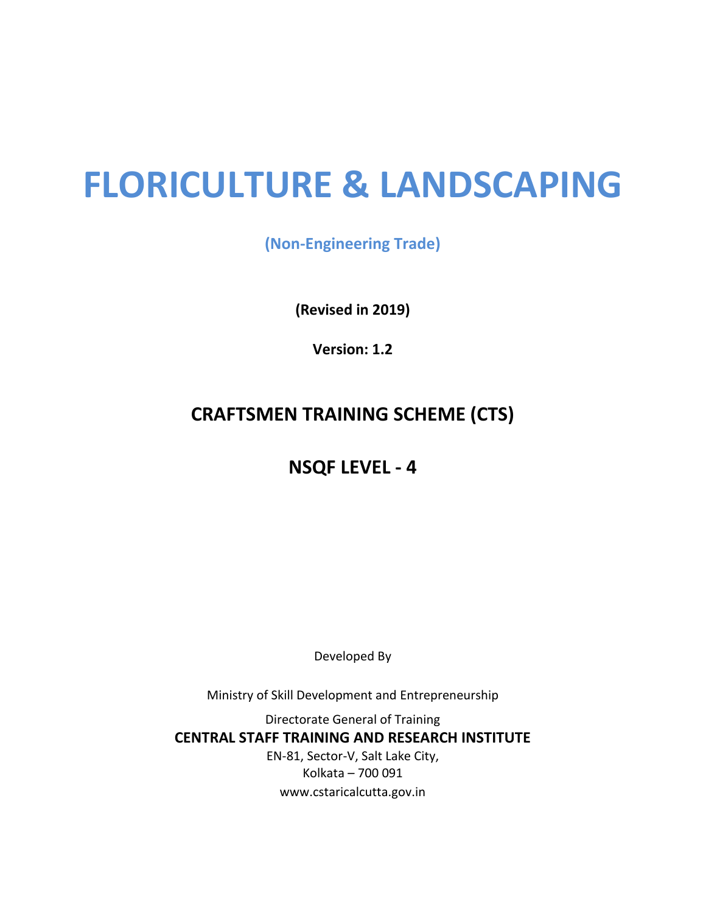# FLORICULTURE & LANDSCAPING

**(Non-Engineering Trade)**

**(Revised in 2019)**

**Version: 1.2**

## CRAFTSMEN TRAINING SCHEME (CTS)

## NSQF LEVEL - 4

Developed By

Ministry of Skill Development and Entrepreneurship

Directorate General of Training

**CENTRAL STAFF TRAINING AND RESEARCH INSTITUTE**

EN-81, Sector-V, Salt Lake City,

Kolkata – 700 091

www.cstaricalcutta.gov.in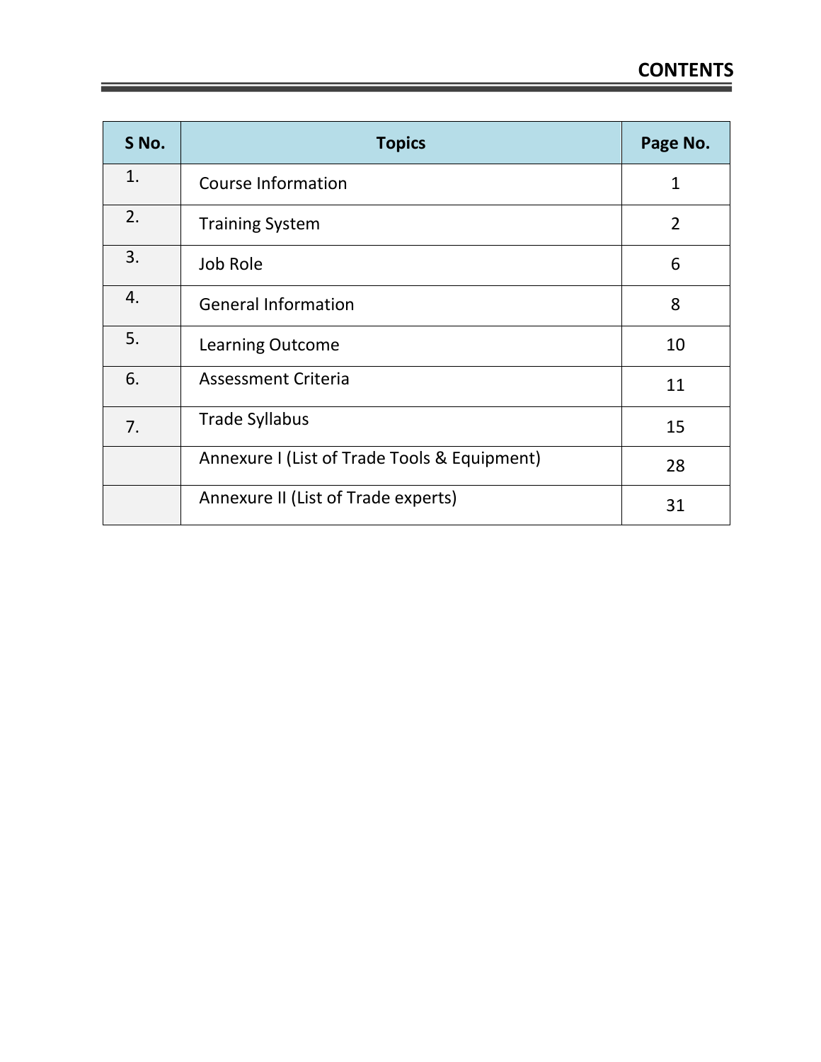# CONTENTS

| S No. | Topics | Page No. |
|---|---|---|
| 1. | Course Information | 1 |
| 2. | Training System | 2 |
| 3. | Job Role | 6 |
| 4. | General Information | 8 |
| 5. | Learning Outcome | 10 |
| 6. | Assessment Criteria | 11 |
| 7. | Trade Syllabus | 15 |
| | Annexure I (List of Trade Tools & Equipment) | 28 |
| | Annexure II (List of Trade experts) | 31 |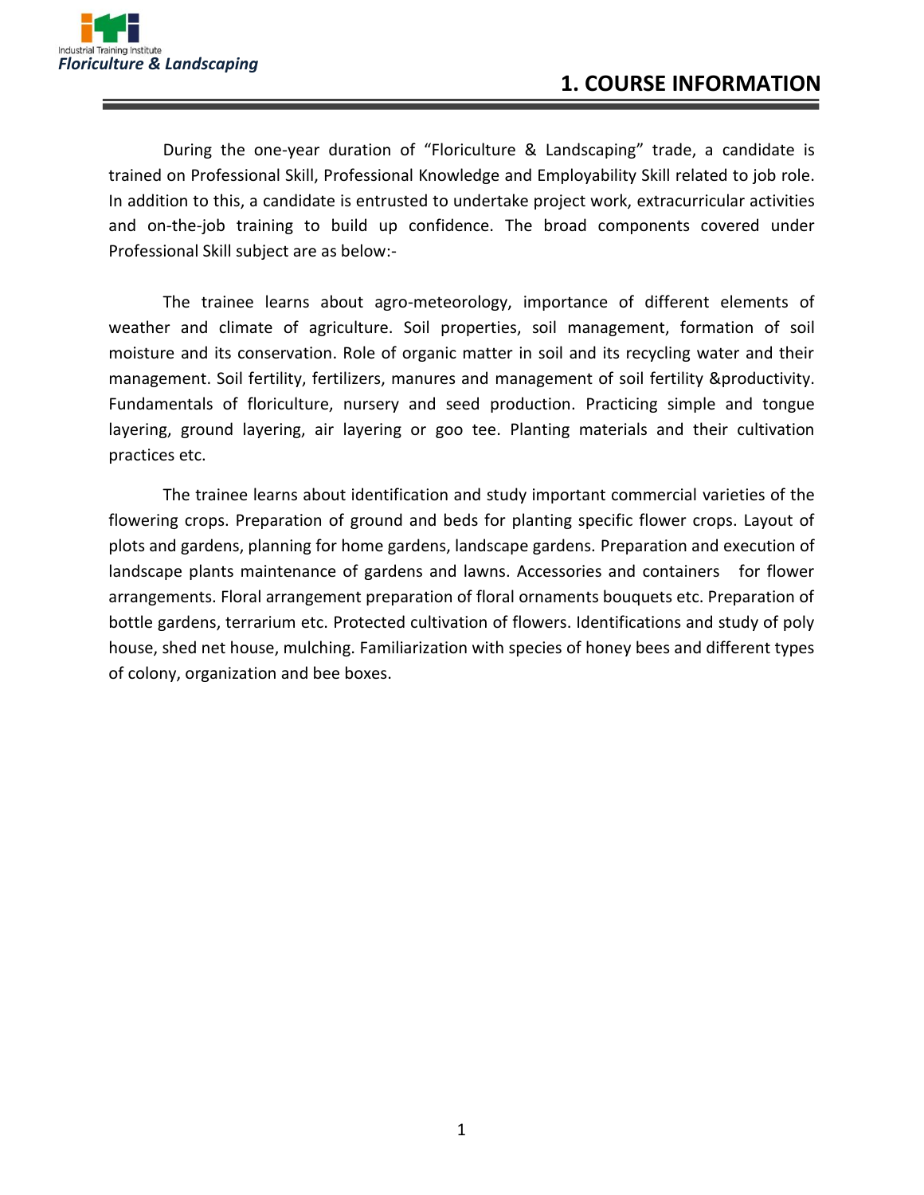# 1. COURSE INFORMATION

During the one-year duration of “Floriculture & Landscaping” trade, a candidate is trained on Professional Skill, Professional Knowledge and Employability Skill related to job role. In addition to this, a candidate is entrusted to undertake project work, extracurricular activities and on-the-job training to build up confidence. The broad components covered under Professional Skill subject are as below:-

The trainee learns about agro-meteorology, importance of different elements of weather and climate of agriculture. Soil properties, soil management, formation of soil moisture and its conservation. Role of organic matter in soil and its recycling water and their management. Soil fertility, fertilizers, manures and management of soil fertility &productivity. Fundamentals of floriculture, nursery and seed production. Practicing simple and tongue layering, ground layering, air layering or goo tee. Planting materials and their cultivation practices etc.

The trainee learns about identification and study important commercial varieties of the flowering crops. Preparation of ground and beds for planting specific flower crops. Layout of plots and gardens, planning for home gardens, landscape gardens. Preparation and execution of landscape plants maintenance of gardens and lawns. Accessories and containers for flower arrangements. Floral arrangement preparation of floral ornaments bouquets etc. Preparation of bottle gardens, terrarium etc. Protected cultivation of flowers. Identifications and study of poly house, shed net house, mulching. Familiarization with species of honey bees and different types of colony, organization and bee boxes.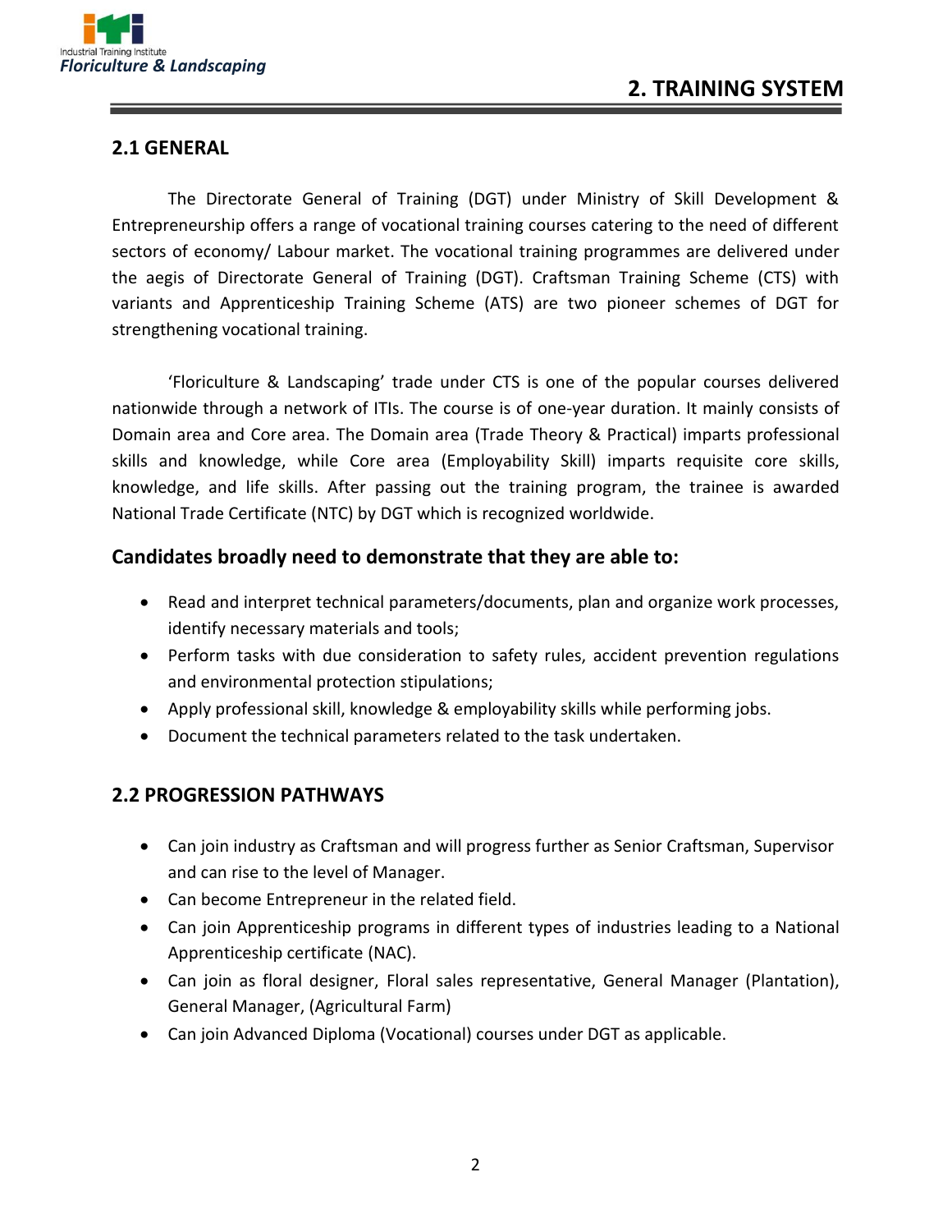# 2. TRAINING SYSTEM

## 2.1 GENERAL

The Directorate General of Training (DGT) under Ministry of Skill Development & Entrepreneurship offers a range of vocational training courses catering to the need of different sectors of economy/ Labour market. The vocational training programmes are delivered under the aegis of Directorate General of Training (DGT). Craftsman Training Scheme (CTS) with variants and Apprenticeship Training Scheme (ATS) are two pioneer schemes of DGT for strengthening vocational training.

'Floriculture & Landscaping' trade under CTS is one of the popular courses delivered nationwide through a network of ITIs. The course is of one-year duration. It mainly consists of Domain area and Core area. The Domain area (Trade Theory & Practical) imparts professional skills and knowledge, while Core area (Employability Skill) imparts requisite core skills, knowledge, and life skills. After passing out the training program, the trainee is awarded National Trade Certificate (NTC) by DGT which is recognized worldwide.

### Candidates broadly need to demonstrate that they are able to:

- Read and interpret technical parameters/documents, plan and organize work processes, identify necessary materials and tools;
- Perform tasks with due consideration to safety rules, accident prevention regulations and environmental protection stipulations;
- Apply professional skill, knowledge & employability skills while performing jobs.
- Document the technical parameters related to the task undertaken.

## 2.2 PROGRESSION PATHWAYS

- Can join industry as Craftsman and will progress further as Senior Craftsman, Supervisor and can rise to the level of Manager.
- Can become Entrepreneur in the related field.
- Can join Apprenticeship programs in different types of industries leading to a National Apprenticeship certificate (NAC).
- Can join as floral designer, Floral sales representative, General Manager (Plantation), General Manager, (Agricultural Farm)
- Can join Advanced Diploma (Vocational) courses under DGT as applicable.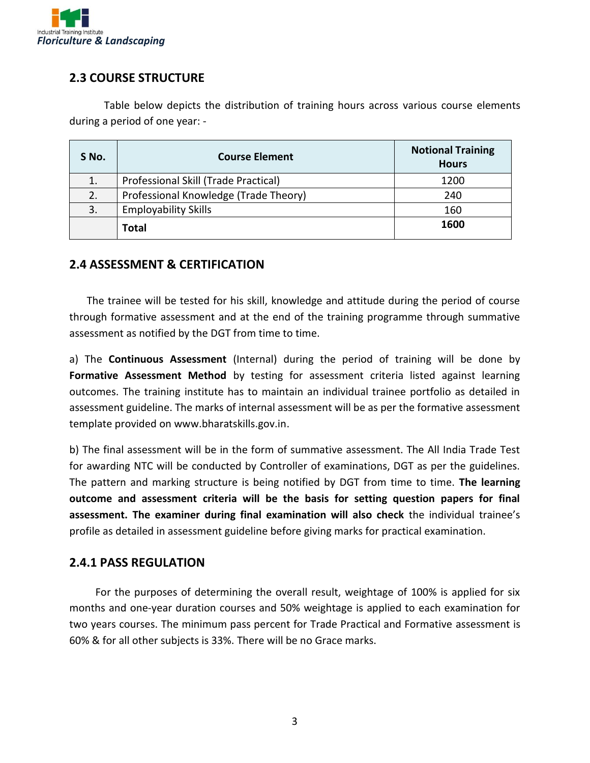## 2.3 COURSE STRUCTURE

Table below depicts the distribution of training hours across various course elements during a period of one year: -

| S No. | Course Element | Notional Training Hours |
|---|---|---|
| 1. | Professional Skill (Trade Practical) | 1200 |
| 2. | Professional Knowledge (Trade Theory) | 240 |
| 3. | Employability Skills | 160 |
| | **Total** | **1600** |

## 2.4 ASSESSMENT & CERTIFICATION

The trainee will be tested for his skill, knowledge and attitude during the period of course through formative assessment and at the end of the training programme through summative assessment as notified by the DGT from time to time.

a) The **Continuous Assessment** (Internal) during the period of training will be done by **Formative Assessment Method** by testing for assessment criteria listed against learning outcomes. The training institute has to maintain an individual trainee portfolio as detailed in assessment guideline. The marks of internal assessment will be as per the formative assessment template provided on www.bharatskills.gov.in.

b) The final assessment will be in the form of summative assessment. The All India Trade Test for awarding NTC will be conducted by Controller of examinations, DGT as per the guidelines. The pattern and marking structure is being notified by DGT from time to time. **The learning outcome and assessment criteria will be the basis for setting question papers for final assessment. The examiner during final examination will also check** the individual trainee's profile as detailed in assessment guideline before giving marks for practical examination.

### 2.4.1 PASS REGULATION

For the purposes of determining the overall result, weightage of 100% is applied for six months and one-year duration courses and 50% weightage is applied to each examination for two years courses. The minimum pass percent for Trade Practical and Formative assessment is 60% & for all other subjects is 33%. There will be no Grace marks.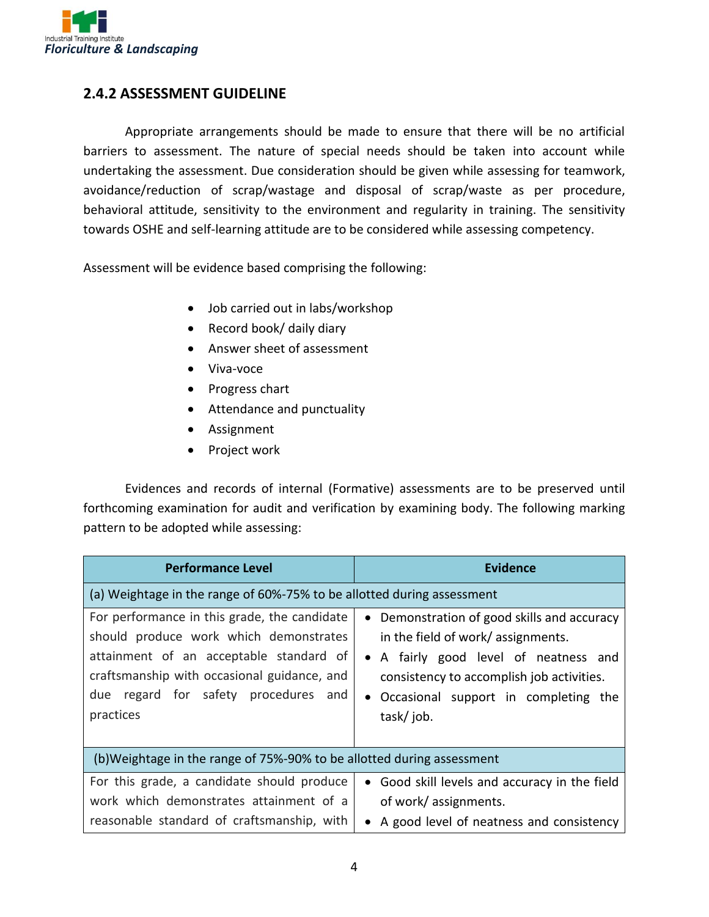## 2.4.2 ASSESSMENT GUIDELINE

Appropriate arrangements should be made to ensure that there will be no artificial barriers to assessment. The nature of special needs should be taken into account while undertaking the assessment. Due consideration should be given while assessing for teamwork, avoidance/reduction of scrap/wastage and disposal of scrap/waste as per procedure, behavioral attitude, sensitivity to the environment and regularity in training. The sensitivity towards OSHE and self-learning attitude are to be considered while assessing competency.

Assessment will be evidence based comprising the following:

- Job carried out in labs/workshop
- Record book/ daily diary
- Answer sheet of assessment
- Viva-voce
- Progress chart
- Attendance and punctuality
- Assignment
- Project work

Evidences and records of internal (Formative) assessments are to be preserved until forthcoming examination for audit and verification by examining body. The following marking pattern to be adopted while assessing:

| Performance Level | Evidence |
|---|---|
| (a) Weightage in the range of 60%-75% to be allotted during assessment | |
| For performance in this grade, the candidate should produce work which demonstrates attainment of an acceptable standard of craftsmanship with occasional guidance, and due regard for safety procedures and practices | • Demonstration of good skills and accuracy in the field of work/ assignments.<br>• A fairly good level of neatness and consistency to accomplish job activities.<br>• Occasional support in completing the task/ job. |
| (b)Weightage in the range of 75%-90% to be allotted during assessment | |
| For this grade, a candidate should produce work which demonstrates attainment of a reasonable standard of craftsmanship, with | • Good skill levels and accuracy in the field of work/ assignments.<br>• A good level of neatness and consistency |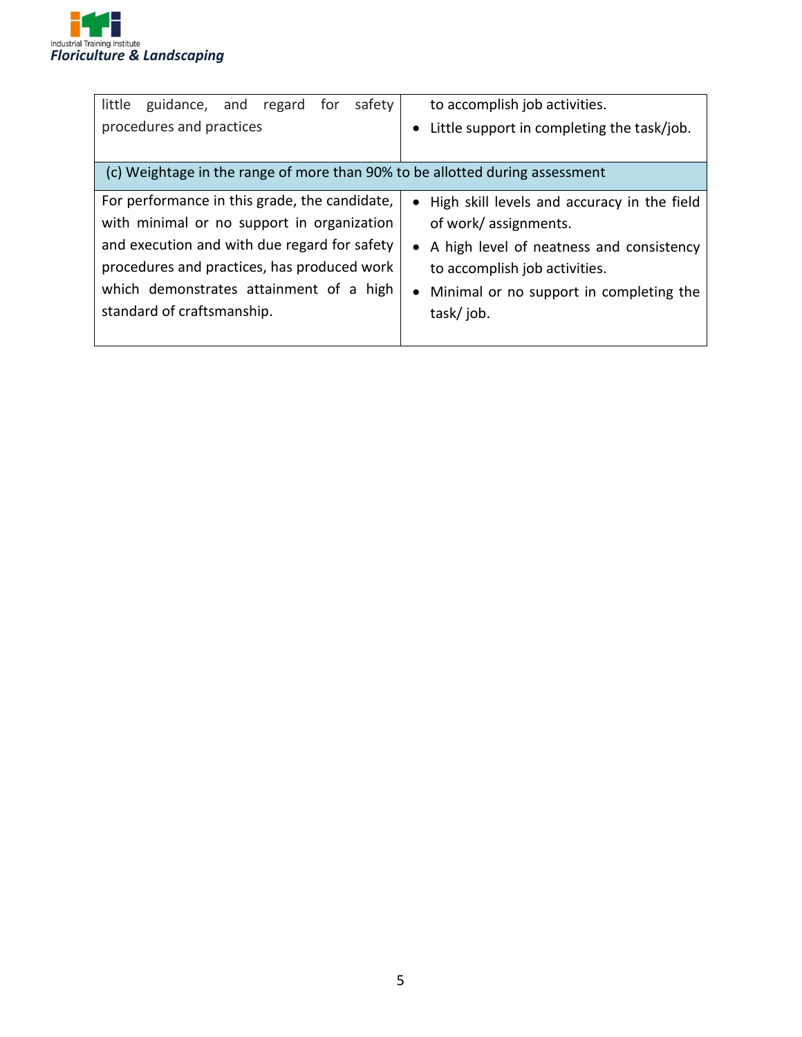| | |
|---|---|
| little guidance, and regard for safety procedures and practices | to accomplish job activities.<br>• Little support in completing the task/job. |
| (c) Weightage in the range of more than 90% to be allotted during assessment | |
| For performance in this grade, the candidate, with minimal or no support in organization and execution and with due regard for safety procedures and practices, has produced work which demonstrates attainment of a high standard of craftsmanship. | • High skill levels and accuracy in the field of work/ assignments.<br>• A high level of neatness and consistency to accomplish job activities.<br>• Minimal or no support in completing the task/ job. |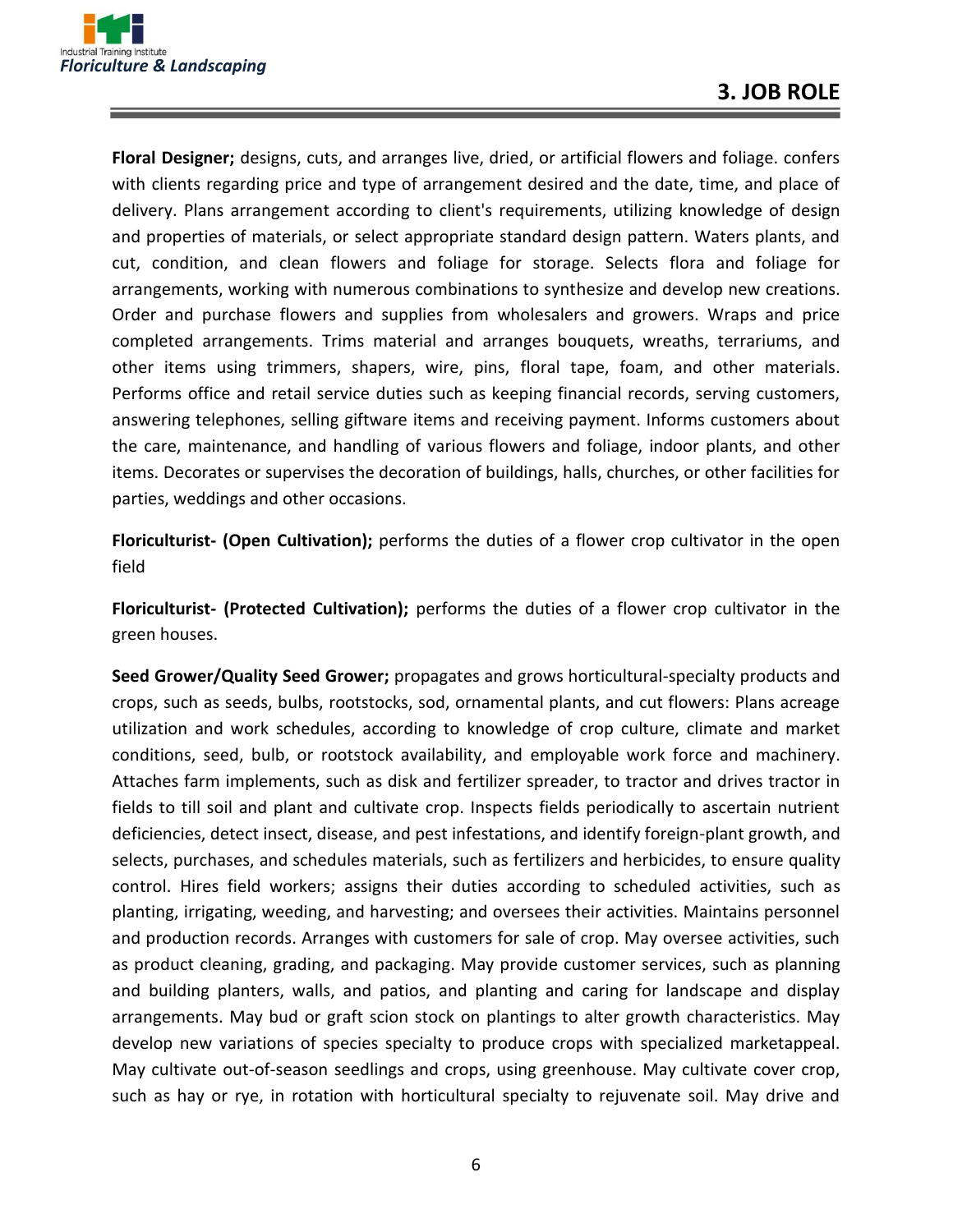## 3. JOB ROLE

**Floral Designer;** designs, cuts, and arranges live, dried, or artificial flowers and foliage. confers with clients regarding price and type of arrangement desired and the date, time, and place of delivery. Plans arrangement according to client's requirements, utilizing knowledge of design and properties of materials, or select appropriate standard design pattern. Waters plants, and cut, condition, and clean flowers and foliage for storage. Selects flora and foliage for arrangements, working with numerous combinations to synthesize and develop new creations. Order and purchase flowers and supplies from wholesalers and growers. Wraps and price completed arrangements. Trims material and arranges bouquets, wreaths, terrariums, and other items using trimmers, shapers, wire, pins, floral tape, foam, and other materials. Performs office and retail service duties such as keeping financial records, serving customers, answering telephones, selling giftware items and receiving payment. Informs customers about the care, maintenance, and handling of various flowers and foliage, indoor plants, and other items. Decorates or supervises the decoration of buildings, halls, churches, or other facilities for parties, weddings and other occasions.

**Floriculturist- (Open Cultivation);** performs the duties of a flower crop cultivator in the open field

**Floriculturist- (Protected Cultivation);** performs the duties of a flower crop cultivator in the green houses.

**Seed Grower/Quality Seed Grower;** propagates and grows horticultural-specialty products and crops, such as seeds, bulbs, rootstocks, sod, ornamental plants, and cut flowers: Plans acreage utilization and work schedules, according to knowledge of crop culture, climate and market conditions, seed, bulb, or rootstock availability, and employable work force and machinery. Attaches farm implements, such as disk and fertilizer spreader, to tractor and drives tractor in fields to till soil and plant and cultivate crop. Inspects fields periodically to ascertain nutrient deficiencies, detect insect, disease, and pest infestations, and identify foreign-plant growth, and selects, purchases, and schedules materials, such as fertilizers and herbicides, to ensure quality control. Hires field workers; assigns their duties according to scheduled activities, such as planting, irrigating, weeding, and harvesting; and oversees their activities. Maintains personnel and production records. Arranges with customers for sale of crop. May oversee activities, such as product cleaning, grading, and packaging. May provide customer services, such as planning and building planters, walls, and patios, and planting and caring for landscape and display arrangements. May bud or graft scion stock on plantings to alter growth characteristics. May develop new variations of species specialty to produce crops with specialized marketappeal. May cultivate out-of-season seedlings and crops, using greenhouse. May cultivate cover crop, such as hay or rye, in rotation with horticultural specialty to rejuvenate soil. May drive and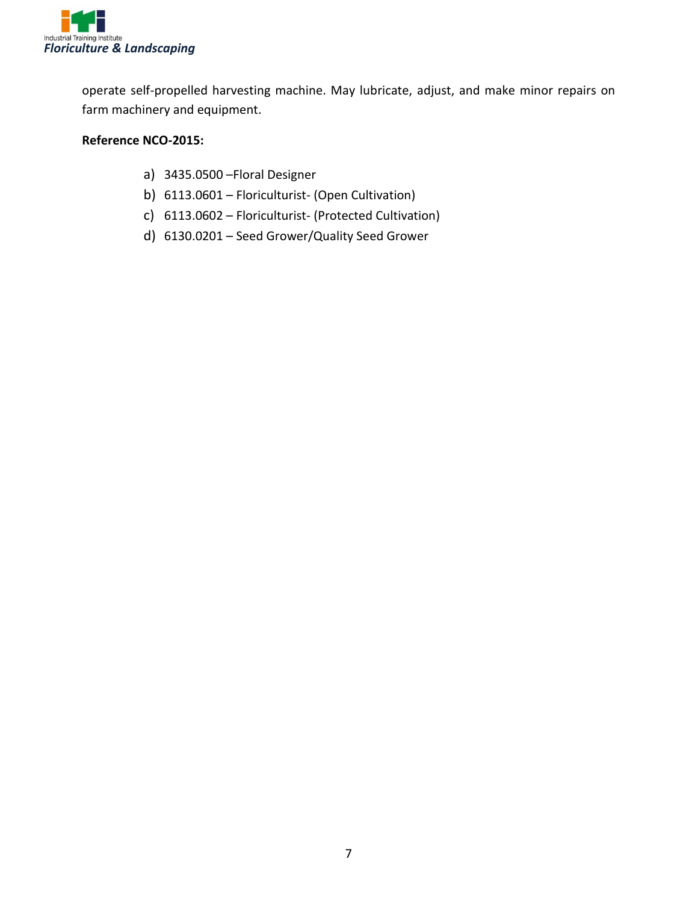operate self-propelled harvesting machine. May lubricate, adjust, and make minor repairs on farm machinery and equipment.

**Reference NCO-2015:**

a) 3435.0500 –Floral Designer
b) 6113.0601 – Floriculturist- (Open Cultivation)
c) 6113.0602 – Floriculturist- (Protected Cultivation)
d) 6130.0201 – Seed Grower/Quality Seed Grower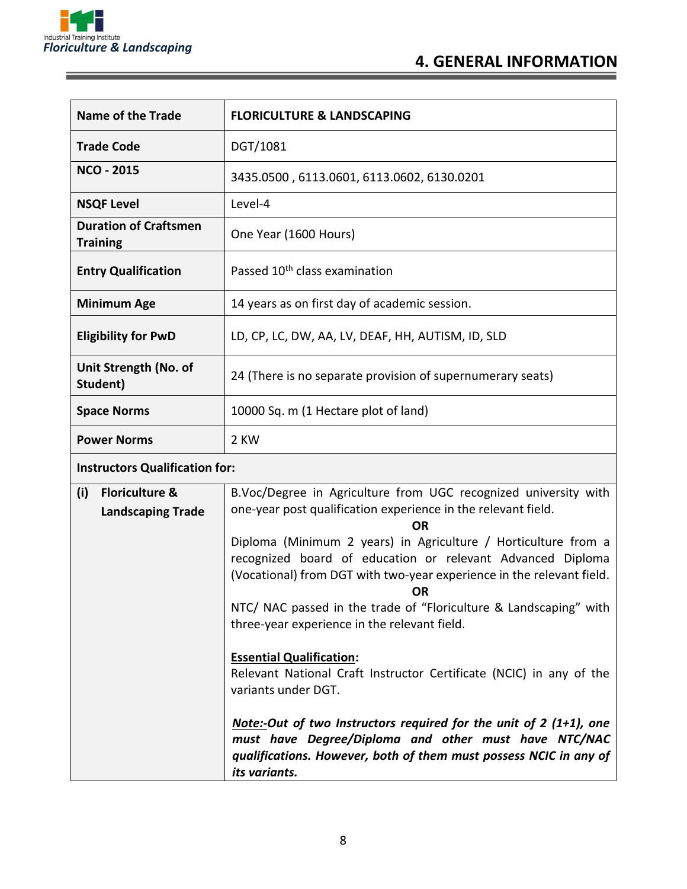## 4. GENERAL INFORMATION

| | |
|---|---|
| **Name of the Trade** | **FLORICULTURE & LANDSCAPING** |
| **Trade Code** | DGT/1081 |
| **NCO - 2015** | 3435.0500 , 6113.0601, 6113.0602, 6130.0201 |
| **NSQF Level** | Level-4 |
| **Duration of Craftsmen Training** | One Year (1600 Hours) |
| **Entry Qualification** | Passed 10th class examination |
| **Minimum Age** | 14 years as on first day of academic session. |
| **Eligibility for PwD** | LD, CP, LC, DW, AA, LV, DEAF, HH, AUTISM, ID, SLD |
| **Unit Strength (No. of Student)** | 24 (There is no separate provision of supernumerary seats) |
| **Space Norms** | 10000 Sq. m (1 Hectare plot of land) |
| **Power Norms** | 2 KW |
| **Instructors Qualification for:** | |
| **(i) Floriculture & Landscaping Trade** | B.Voc/Degree in Agriculture from UGC recognized university with one-year post qualification experience in the relevant field.<br>**OR**<br>Diploma (Minimum 2 years) in Agriculture / Horticulture from a recognized board of education or relevant Advanced Diploma (Vocational) from DGT with two-year experience in the relevant field.<br>**OR**<br>NTC/ NAC passed in the trade of "Floriculture & Landscaping" with three-year experience in the relevant field.<br><br>**Essential Qualification:**<br>Relevant National Craft Instructor Certificate (NCIC) in any of the variants under DGT.<br><br>***Note:-Out of two Instructors required for the unit of 2 (1+1), one must have Degree/Diploma and other must have NTC/NAC qualifications. However, both of them must possess NCIC in any of its variants.*** |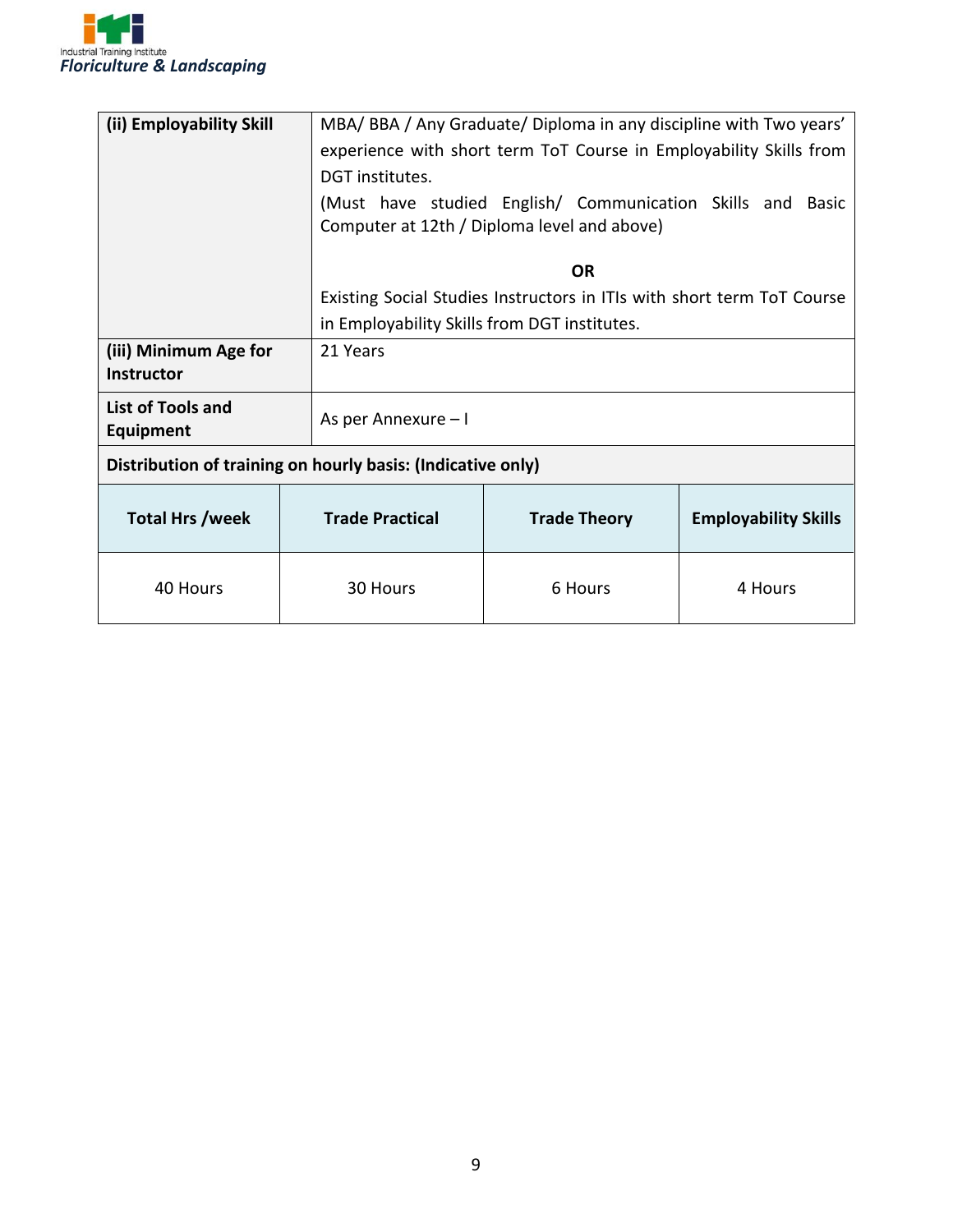| | |
|---|---|
| **(ii) Employability Skill** | MBA/ BBA / Any Graduate/ Diploma in any discipline with Two years' experience with short term ToT Course in Employability Skills from DGT institutes.<br>(Must have studied English/ Communication Skills and Basic Computer at 12th / Diploma level and above)<br>**OR**<br>Existing Social Studies Instructors in ITIs with short term ToT Course in Employability Skills from DGT institutes. |
| **(iii) Minimum Age for Instructor** | 21 Years |
| **List of Tools and Equipment** | As per Annexure – I |

**Distribution of training on hourly basis: (Indicative only)**

| Total Hrs /week | Trade Practical | Trade Theory | Employability Skills |
|---|---|---|---|
| 40 Hours | 30 Hours | 6 Hours | 4 Hours |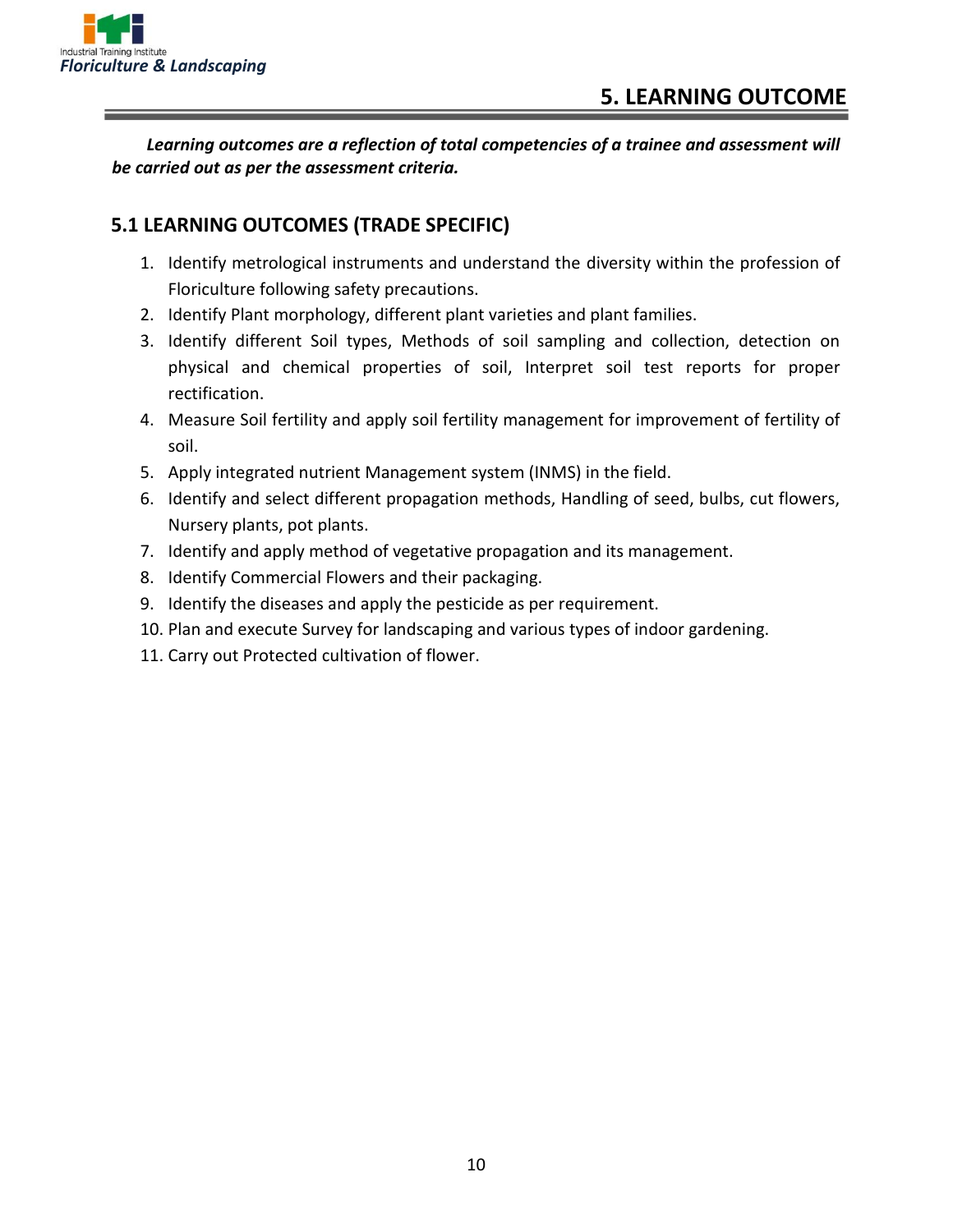# 5. LEARNING OUTCOME

***Learning outcomes are a reflection of total competencies of a trainee and assessment will be carried out as per the assessment criteria.***

## 5.1 LEARNING OUTCOMES (TRADE SPECIFIC)

1. Identify metrological instruments and understand the diversity within the profession of Floriculture following safety precautions.
2. Identify Plant morphology, different plant varieties and plant families.
3. Identify different Soil types, Methods of soil sampling and collection, detection on physical and chemical properties of soil, Interpret soil test reports for proper rectification.
4. Measure Soil fertility and apply soil fertility management for improvement of fertility of soil.
5. Apply integrated nutrient Management system (INMS) in the field.
6. Identify and select different propagation methods, Handling of seed, bulbs, cut flowers, Nursery plants, pot plants.
7. Identify and apply method of vegetative propagation and its management.
8. Identify Commercial Flowers and their packaging.
9. Identify the diseases and apply the pesticide as per requirement.
10. Plan and execute Survey for landscaping and various types of indoor gardening.
11. Carry out Protected cultivation of flower.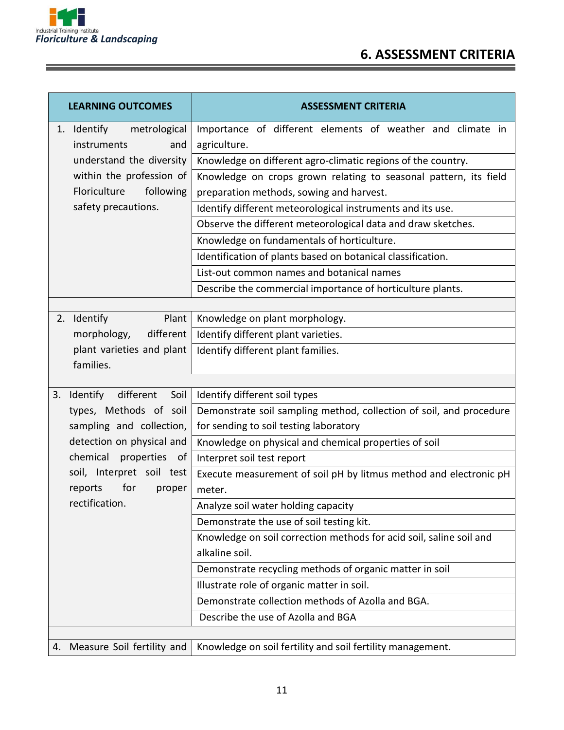# 6. ASSESSMENT CRITERIA

| LEARNING OUTCOMES | ASSESSMENT CRITERIA |
|---|---|
| 1. Identify metrological instruments and understand the diversity within the profession of Floriculture following safety precautions. | Importance of different elements of weather and climate in agriculture. |
| | Knowledge on different agro-climatic regions of the country. |
| | Knowledge on crops grown relating to seasonal pattern, its field preparation methods, sowing and harvest. |
| | Identify different meteorological instruments and its use. |
| | Observe the different meteorological data and draw sketches. |
| | Knowledge on fundamentals of horticulture. |
| | Identification of plants based on botanical classification. |
| | List-out common names and botanical names |
| | Describe the commercial importance of horticulture plants. |
| | |
| 2. Identify Plant morphology, different plant varieties and plant families. | Knowledge on plant morphology. |
| | Identify different plant varieties. |
| | Identify different plant families. |
| | |
| 3. Identify different Soil types, Methods of soil sampling and collection, detection on physical and chemical properties of soil, Interpret soil test reports for proper rectification. | Identify different soil types |
| | Demonstrate soil sampling method, collection of soil, and procedure for sending to soil testing laboratory |
| | Knowledge on physical and chemical properties of soil |
| | Interpret soil test report |
| | Execute measurement of soil pH by litmus method and electronic pH meter. |
| | Analyze soil water holding capacity |
| | Demonstrate the use of soil testing kit. |
| | Knowledge on soil correction methods for acid soil, saline soil and alkaline soil. |
| | Demonstrate recycling methods of organic matter in soil |
| | Illustrate role of organic matter in soil. |
| | Demonstrate collection methods of Azolla and BGA. |
| | Describe the use of Azolla and BGA |
| | |
| 4. Measure Soil fertility and | Knowledge on soil fertility and soil fertility management. |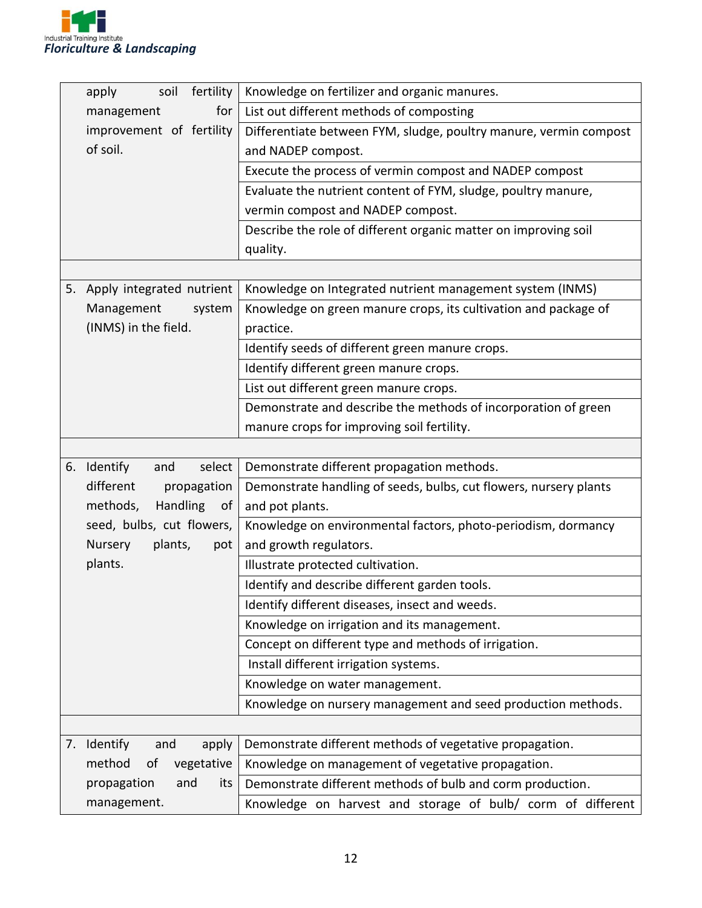| | |
|---|---|
| apply soil fertility management for improvement of fertility of soil. | Knowledge on fertilizer and organic manures. |
| | List out different methods of composting |
| | Differentiate between FYM, sludge, poultry manure, vermin compost and NADEP compost. |
| | Execute the process of vermin compost and NADEP compost |
| | Evaluate the nutrient content of FYM, sludge, poultry manure, vermin compost and NADEP compost. |
| | Describe the role of different organic matter on improving soil quality. |
| | |
| 5. Apply integrated nutrient Management system (INMS) in the field. | Knowledge on Integrated nutrient management system (INMS) |
| | Knowledge on green manure crops, its cultivation and package of practice. |
| | Identify seeds of different green manure crops. |
| | Identify different green manure crops. |
| | List out different green manure crops. |
| | Demonstrate and describe the methods of incorporation of green manure crops for improving soil fertility. |
| | |
| 6. Identify and select different propagation methods, Handling of seed, bulbs, cut flowers, Nursery plants, pot plants. | Demonstrate different propagation methods. |
| | Demonstrate handling of seeds, bulbs, cut flowers, nursery plants and pot plants. |
| | Knowledge on environmental factors, photo-periodism, dormancy and growth regulators. |
| | Illustrate protected cultivation. |
| | Identify and describe different garden tools. |
| | Identify different diseases, insect and weeds. |
| | Knowledge on irrigation and its management. |
| | Concept on different type and methods of irrigation. |
| | Install different irrigation systems. |
| | Knowledge on water management. |
| | Knowledge on nursery management and seed production methods. |
| | |
| 7. Identify and apply method of vegetative propagation and its management. | Demonstrate different methods of vegetative propagation. |
| | Knowledge on management of vegetative propagation. |
| | Demonstrate different methods of bulb and corm production. |
| | Knowledge on harvest and storage of bulb/ corm of different |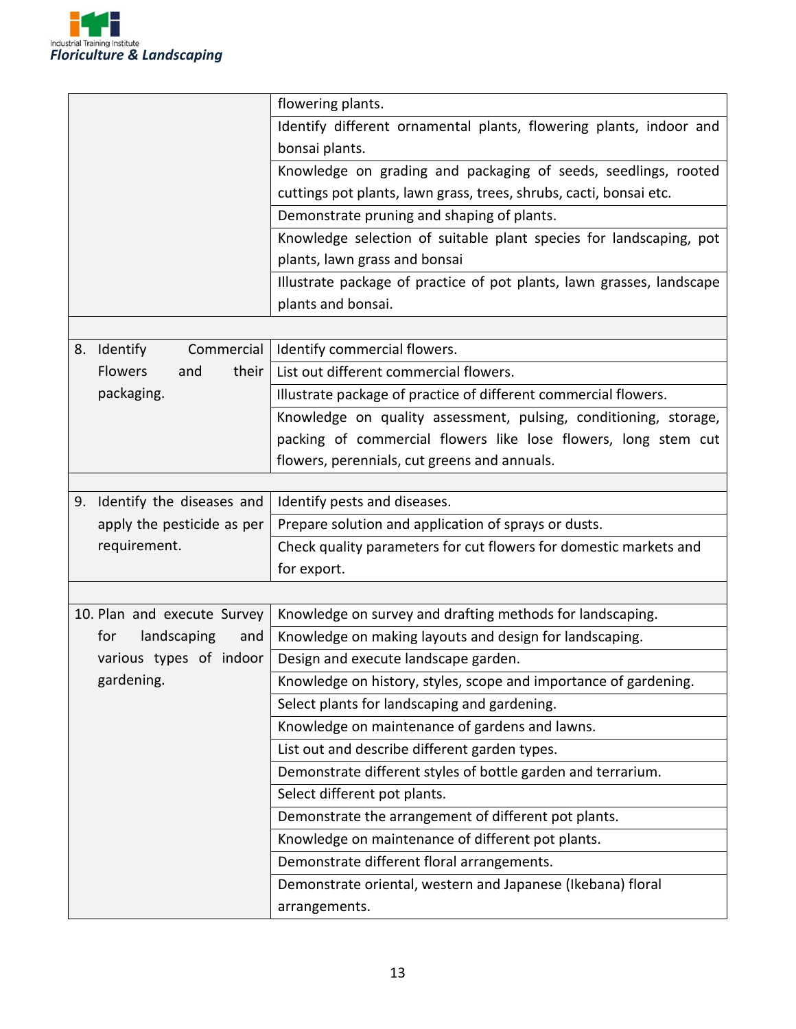| | |
|---|---|
| | flowering plants. |
| | Identify different ornamental plants, flowering plants, indoor and bonsai plants. |
| | Knowledge on grading and packaging of seeds, seedlings, rooted cuttings pot plants, lawn grass, trees, shrubs, cacti, bonsai etc. |
| | Demonstrate pruning and shaping of plants. |
| | Knowledge selection of suitable plant species for landscaping, pot plants, lawn grass and bonsai |
| | Illustrate package of practice of pot plants, lawn grasses, landscape plants and bonsai. |
| | |
| 8. Identify Commercial Flowers and their packaging. | Identify commercial flowers. |
| | List out different commercial flowers. |
| | Illustrate package of practice of different commercial flowers. |
| | Knowledge on quality assessment, pulsing, conditioning, storage, packing of commercial flowers like lose flowers, long stem cut flowers, perennials, cut greens and annuals. |
| | |
| 9. Identify the diseases and apply the pesticide as per requirement. | Identify pests and diseases. |
| | Prepare solution and application of sprays or dusts. |
| | Check quality parameters for cut flowers for domestic markets and for export. |
| | |
| 10. Plan and execute Survey for landscaping and various types of indoor gardening. | Knowledge on survey and drafting methods for landscaping. |
| | Knowledge on making layouts and design for landscaping. |
| | Design and execute landscape garden. |
| | Knowledge on history, styles, scope and importance of gardening. |
| | Select plants for landscaping and gardening. |
| | Knowledge on maintenance of gardens and lawns. |
| | List out and describe different garden types. |
| | Demonstrate different styles of bottle garden and terrarium. |
| | Select different pot plants. |
| | Demonstrate the arrangement of different pot plants. |
| | Knowledge on maintenance of different pot plants. |
| | Demonstrate different floral arrangements. |
| | Demonstrate oriental, western and Japanese (Ikebana) floral arrangements. |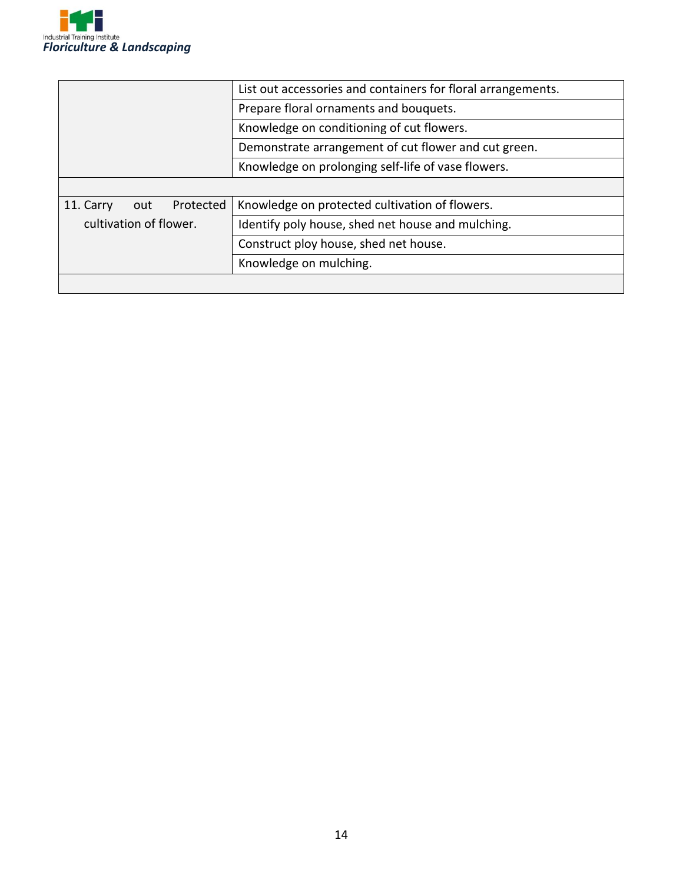| | |
|---|---|
| | List out accessories and containers for floral arrangements. |
| | Prepare floral ornaments and bouquets. |
| | Knowledge on conditioning of cut flowers. |
| | Demonstrate arrangement of cut flower and cut green. |
| | Knowledge on prolonging self-life of vase flowers. |
| | |
| 11. Carry out Protected cultivation of flower. | Knowledge on protected cultivation of flowers. |
| | Identify poly house, shed net house and mulching. |
| | Construct ploy house, shed net house. |
| | Knowledge on mulching. |
| | |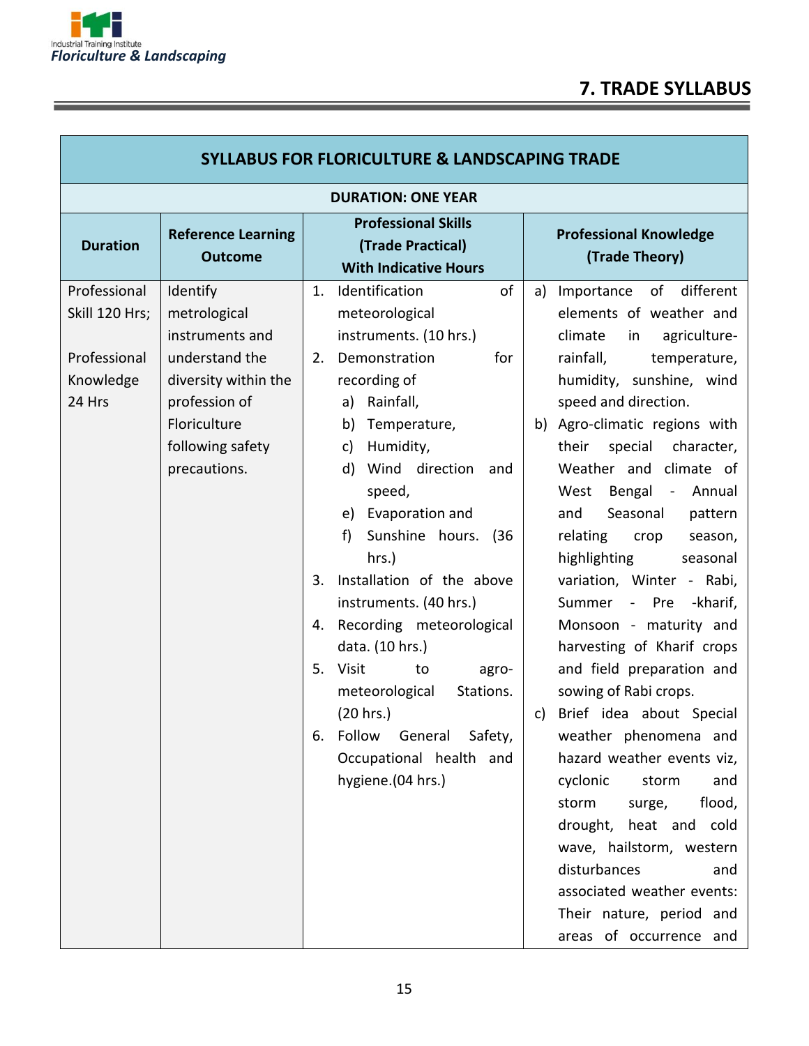# 7. TRADE SYLLABUS

| SYLLABUS FOR FLORICULTURE & LANDSCAPING TRADE | | | |
|---|---|---|---|
| **DURATION: ONE YEAR** | | | |
| **Duration** | **Reference Learning Outcome** | **Professional Skills (Trade Practical) With Indicative Hours** | **Professional Knowledge (Trade Theory)** |
| Professional Skill 120 Hrs;<br><br>Professional Knowledge 24 Hrs | Identify metrological instruments and understand the diversity within the profession of Floriculture following safety precautions. | 1. Identification of meteorological instruments. (10 hrs.)<br>2. Demonstration for recording of<br>a) Rainfall,<br>b) Temperature,<br>c) Humidity,<br>d) Wind direction and speed,<br>e) Evaporation and<br>f) Sunshine hours. (36 hrs.)<br>3. Installation of the above instruments. (40 hrs.)<br>4. Recording meteorological data. (10 hrs.)<br>5. Visit to agro-meteorological Stations. (20 hrs.)<br>6. Follow General Safety, Occupational health and hygiene.(04 hrs.) | a) Importance of different elements of weather and climate in agriculture- rainfall, temperature, humidity, sunshine, wind speed and direction.<br>b) Agro-climatic regions with their special character, Weather and climate of West Bengal - Annual and Seasonal pattern relating crop season, highlighting seasonal variation, Winter - Rabi, Summer - Pre -kharif, Monsoon - maturity and harvesting of Kharif crops and field preparation and sowing of Rabi crops.<br>c) Brief idea about Special weather phenomena and hazard weather events viz, cyclonic storm and storm surge, flood, drought, heat and cold wave, hailstorm, western disturbances and associated weather events: Their nature, period and areas of occurrence and |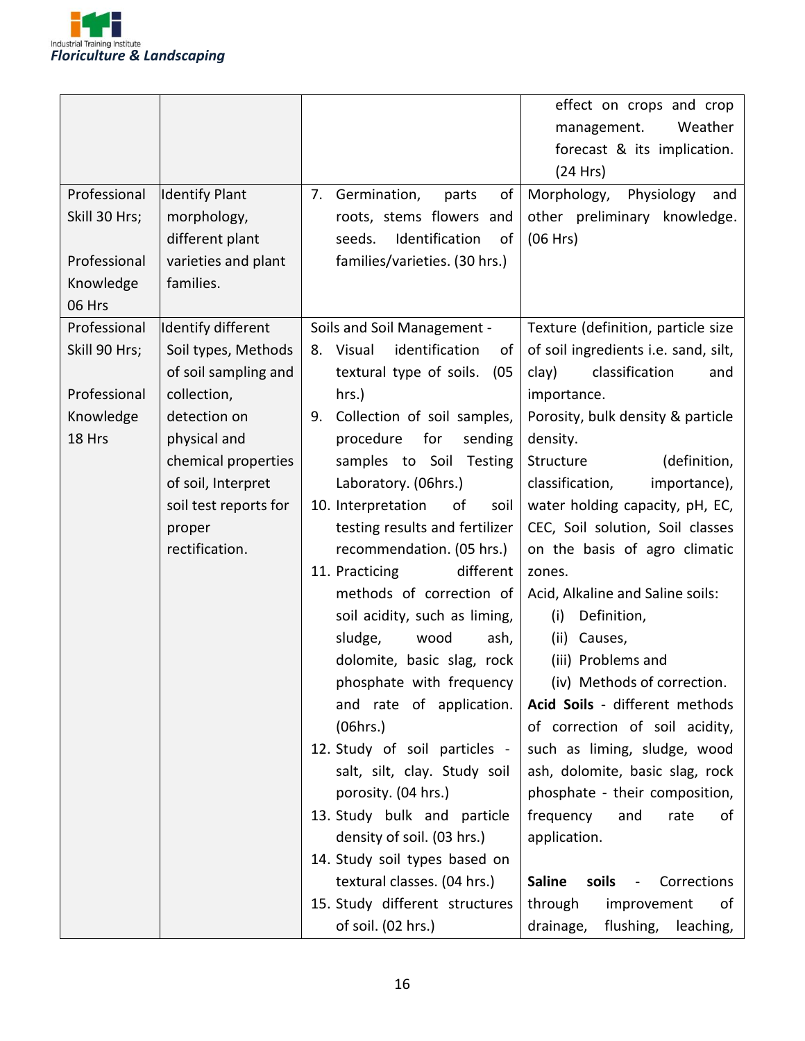| | | | |
|---|---|---|---|
| | | | effect on crops and crop management. Weather forecast & its implication. (24 Hrs) |
| Professional Skill 30 Hrs;<br><br>Professional Knowledge 06 Hrs | Identify Plant morphology, different plant varieties and plant families. | 7. Germination, parts of roots, stems flowers and seeds. Identification of families/varieties. (30 hrs.) | Morphology, Physiology and other preliminary knowledge. (06 Hrs) |
| Professional Skill 90 Hrs;<br><br>Professional Knowledge 18 Hrs | Identify different Soil types, Methods of soil sampling and collection, detection on physical and chemical properties of soil, Interpret soil test reports for proper rectification. | Soils and Soil Management -<br>8. Visual identification of textural type of soils. (05 hrs.)<br>9. Collection of soil samples, procedure for sending samples to Soil Testing Laboratory. (06hrs.)<br>10. Interpretation of soil testing results and fertilizer recommendation. (05 hrs.)<br>11. Practicing different methods of correction of soil acidity, such as liming, sludge, wood ash, dolomite, basic slag, rock phosphate with frequency and rate of application. (06hrs.)<br>12. Study of soil particles - salt, silt, clay. Study soil porosity. (04 hrs.)<br>13. Study bulk and particle density of soil. (03 hrs.)<br>14. Study soil types based on textural classes. (04 hrs.)<br>15. Study different structures of soil. (02 hrs.) | Texture (definition, particle size of soil ingredients i.e. sand, silt, clay) classification and importance.<br>Porosity, bulk density & particle density.<br>Structure (definition, classification, importance), water holding capacity, pH, EC, CEC, Soil solution, Soil classes on the basis of agro climatic zones.<br>Acid, Alkaline and Saline soils:<br>(i) Definition,<br>(ii) Causes,<br>(iii) Problems and<br>(iv) Methods of correction.<br>**Acid Soils** - different methods of correction of soil acidity, such as liming, sludge, wood ash, dolomite, basic slag, rock phosphate - their composition, frequency and rate of application.<br><br>**Saline soils** - Corrections through improvement of drainage, flushing, leaching, |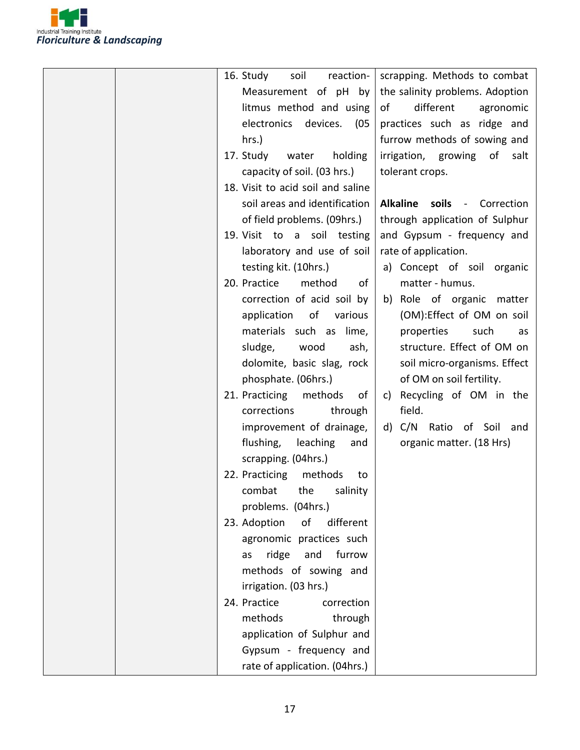| | | | |
|---|---|---|---|
| | | 16. Study soil reaction- Measurement of pH by litmus method and using electronics devices. (05 hrs.)<br>17. Study water holding capacity of soil. (03 hrs.)<br>18. Visit to acid soil and saline soil areas and identification of field problems. (09hrs.)<br>19. Visit to a soil testing laboratory and use of soil testing kit. (10hrs.)<br>20. Practice method of correction of acid soil by application of various materials such as lime, sludge, wood ash, dolomite, basic slag, rock phosphate. (06hrs.)<br>21. Practicing methods of corrections through improvement of drainage, flushing, leaching and scrapping. (04hrs.)<br>22. Practicing methods to combat the salinity problems. (04hrs.)<br>23. Adoption of different agronomic practices such as ridge and furrow methods of sowing and irrigation. (03 hrs.)<br>24. Practice correction methods through application of Sulphur and Gypsum - frequency and rate of application. (04hrs.) | scrapping. Methods to combat the salinity problems. Adoption of different agronomic practices such as ridge and furrow methods of sowing and irrigation, growing of salt tolerant crops.<br><br>**Alkaline soils** - Correction through application of Sulphur and Gypsum - frequency and rate of application.<br>a) Concept of soil organic matter - humus.<br>b) Role of organic matter (OM):Effect of OM on soil properties such as structure. Effect of OM on soil micro-organisms. Effect of OM on soil fertility.<br>c) Recycling of OM in the field.<br>d) C/N Ratio of Soil and organic matter. (18 Hrs) |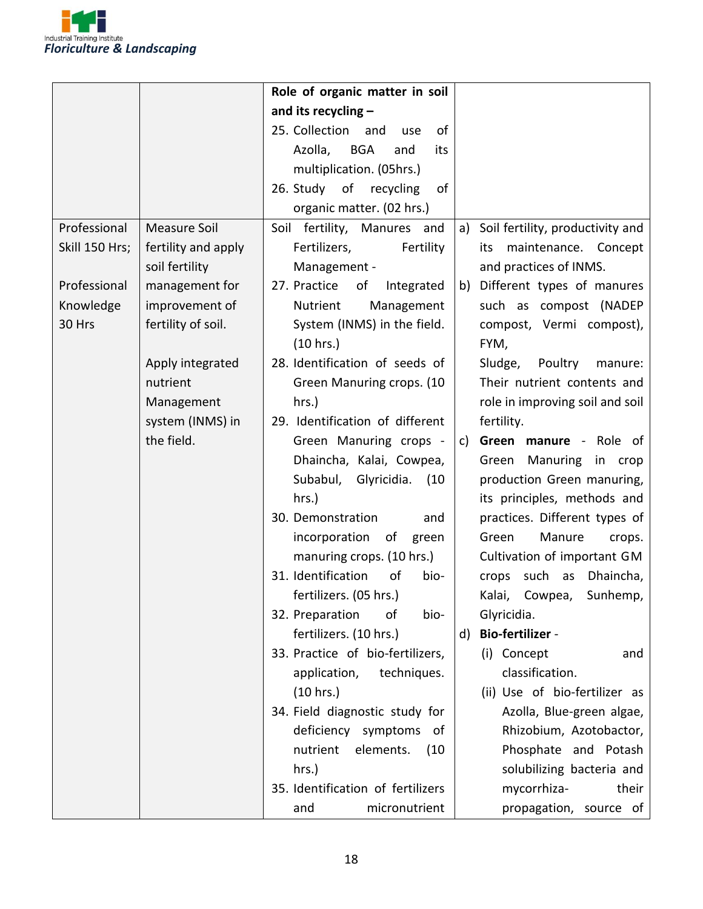| | | | |
|---|---|---|---|
| | | **Role of organic matter in soil and its recycling –**<br>25. Collection and use of Azolla, BGA and its multiplication. (05hrs.)<br>26. Study of recycling of organic matter. (02 hrs.) | |
| Professional Skill 150 Hrs;<br><br>Professional Knowledge 30 Hrs | Measure Soil fertility and apply soil fertility management for improvement of fertility of soil.<br><br>Apply integrated nutrient Management system (INMS) in the field. | Soil fertility, Manures and Fertilizers, Fertility Management -<br>27. Practice of Integrated Nutrient Management System (INMS) in the field. (10 hrs.)<br>28. Identification of seeds of Green Manuring crops. (10 hrs.)<br>29. Identification of different Green Manuring crops - Dhaincha, Kalai, Cowpea, Subabul, Glyricidia. (10 hrs.)<br>30. Demonstration and incorporation of green manuring crops. (10 hrs.)<br>31. Identification of bio-fertilizers. (05 hrs.)<br>32. Preparation of bio-fertilizers. (10 hrs.)<br>33. Practice of bio-fertilizers, application, techniques. (10 hrs.)<br>34. Field diagnostic study for deficiency symptoms of nutrient elements. (10 hrs.)<br>35. Identification of fertilizers and micronutrient | a) Soil fertility, productivity and its maintenance. Concept and practices of INMS.<br>b) Different types of manures such as compost (NADEP compost, Vermi compost), FYM,<br>Sludge, Poultry manure: Their nutrient contents and role in improving soil and soil fertility.<br>c) **Green manure** - Role of Green Manuring in crop production Green manuring, its principles, methods and practices. Different types of Green Manure crops. Cultivation of important GM crops such as Dhaincha, Kalai, Cowpea, Sunhemp, Glyricidia.<br>d) **Bio-fertilizer** -<br>(i) Concept and classification.<br>(ii) Use of bio-fertilizer as Azolla, Blue-green algae, Rhizobium, Azotobacter, Phosphate and Potash solubilizing bacteria and mycorrhiza- their propagation, source of |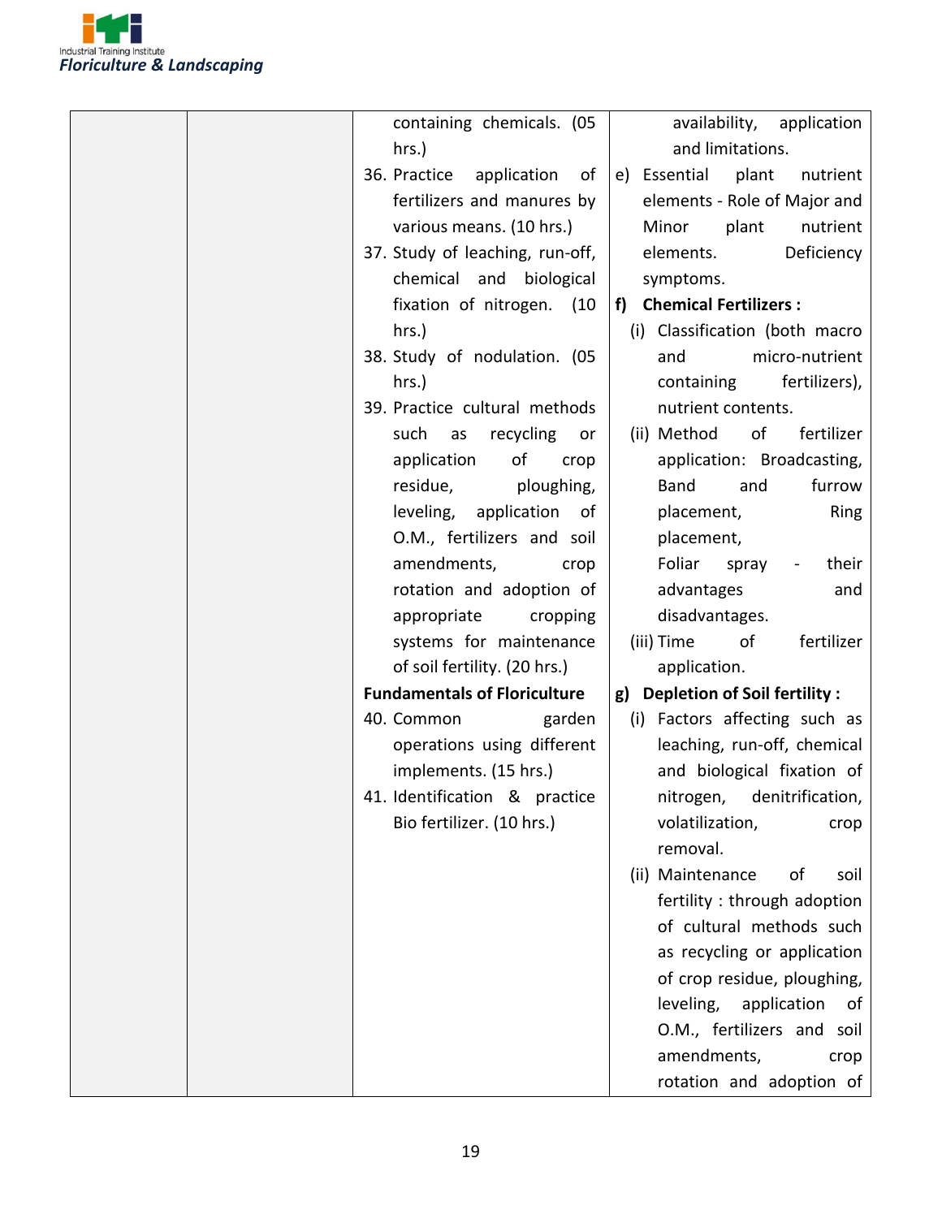| | | containing chemicals. (05 hrs.)<br>36. Practice application of fertilizers and manures by various means. (10 hrs.)<br>37. Study of leaching, run-off, chemical and biological fixation of nitrogen. (10 hrs.)<br>38. Study of nodulation. (05 hrs.)<br>39. Practice cultural methods such as recycling or application of crop residue, ploughing, leveling, application of O.M., fertilizers and soil amendments, crop rotation and adoption of appropriate cropping systems for maintenance of soil fertility. (20 hrs.)<br>**Fundamentals of Floriculture**<br>40. Common garden operations using different implements. (15 hrs.)<br>41. Identification & practice Bio fertilizer. (10 hrs.) | availability, application and limitations.<br>e) Essential plant nutrient elements - Role of Major and Minor plant nutrient elements. Deficiency symptoms.<br>**f) Chemical Fertilizers :**<br>(i) Classification (both macro and micro-nutrient containing fertilizers), nutrient contents.<br>(ii) Method of fertilizer application: Broadcasting, Band and furrow placement, Ring placement, Foliar spray - their advantages and disadvantages.<br>(iii) Time of fertilizer application.<br>**g) Depletion of Soil fertility :**<br>(i) Factors affecting such as leaching, run-off, chemical and biological fixation of nitrogen, denitrification, volatilization, crop removal.<br>(ii) Maintenance of soil fertility : through adoption of cultural methods such as recycling or application of crop residue, ploughing, leveling, application of O.M., fertilizers and soil amendments, crop rotation and adoption of |
|---|---|---|---|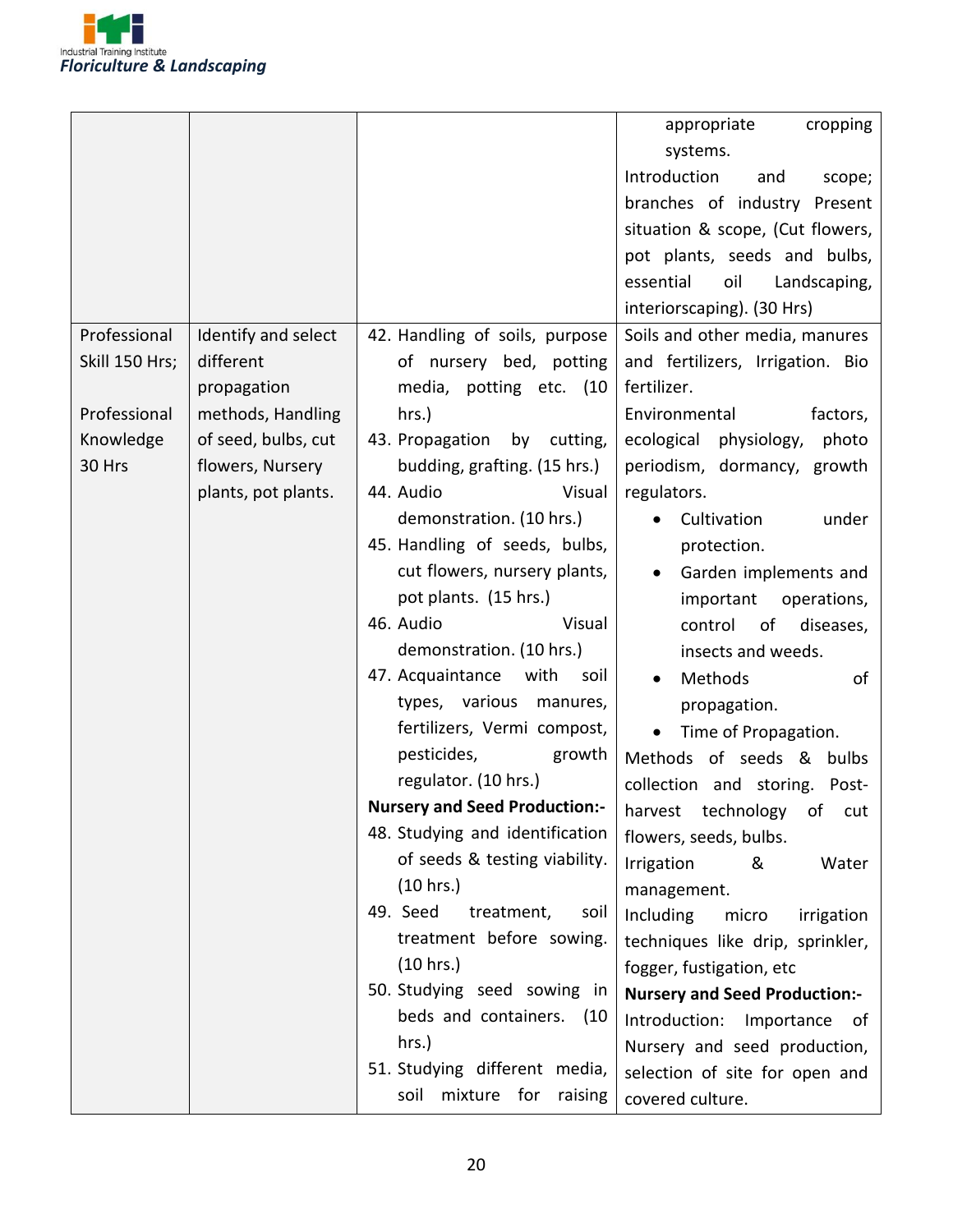| | | | |
|---|---|---|---|
| | | | appropriate cropping systems.<br>Introduction and scope; branches of industry Present situation & scope, (Cut flowers, pot plants, seeds and bulbs, essential oil Landscaping, interiorscaping). (30 Hrs) |
| Professional Skill 150 Hrs;<br><br>Professional Knowledge 30 Hrs | Identify and select different propagation methods, Handling of seed, bulbs, cut flowers, Nursery plants, pot plants. | 42. Handling of soils, purpose of nursery bed, potting media, potting etc. (10 hrs.)<br>43. Propagation by cutting, budding, grafting. (15 hrs.)<br>44. Audio Visual demonstration. (10 hrs.)<br>45. Handling of seeds, bulbs, cut flowers, nursery plants, pot plants. (15 hrs.)<br>46. Audio Visual demonstration. (10 hrs.)<br>47. Acquaintance with soil types, various manures, fertilizers, Vermi compost, pesticides, growth regulator. (10 hrs.)<br>**Nursery and Seed Production:-**<br>48. Studying and identification of seeds & testing viability. (10 hrs.)<br>49. Seed treatment, soil treatment before sowing. (10 hrs.)<br>50. Studying seed sowing in beds and containers. (10 hrs.)<br>51. Studying different media, soil mixture for raising | Soils and other media, manures and fertilizers, Irrigation. Bio fertilizer.<br>Environmental factors, ecological physiology, photo periodism, dormancy, growth regulators.<br>• Cultivation under protection.<br>• Garden implements and important operations, control of diseases, insects and weeds.<br>• Methods of propagation.<br>• Time of Propagation.<br>Methods of seeds & bulbs collection and storing. Post-harvest technology of cut flowers, seeds, bulbs.<br>Irrigation & Water management.<br>Including micro irrigation techniques like drip, sprinkler, fogger, fustigation, etc<br>**Nursery and Seed Production:-**<br>Introduction: Importance of Nursery and seed production, selection of site for open and covered culture. |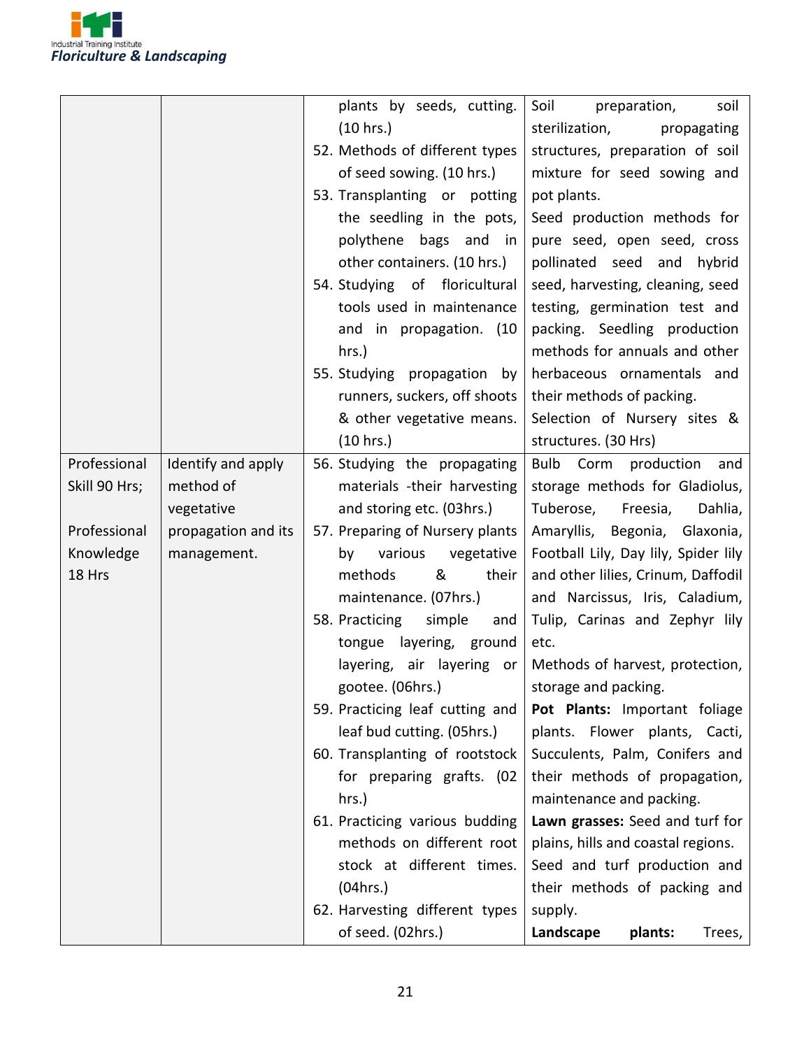| | | | |
|---|---|---|---|
| | | plants by seeds, cutting. (10 hrs.)<br>52. Methods of different types of seed sowing. (10 hrs.)<br>53. Transplanting or potting the seedling in the pots, polythene bags and in other containers. (10 hrs.)<br>54. Studying of floricultural tools used in maintenance and in propagation. (10 hrs.)<br>55. Studying propagation by runners, suckers, off shoots & other vegetative means. (10 hrs.) | Soil preparation, soil sterilization, propagating structures, preparation of soil mixture for seed sowing and pot plants.<br>Seed production methods for pure seed, open seed, cross pollinated seed and hybrid seed, harvesting, cleaning, seed testing, germination test and packing. Seedling production methods for annuals and other herbaceous ornamentals and their methods of packing.<br>Selection of Nursery sites & structures. (30 Hrs) |
| Professional Skill 90 Hrs;<br><br>Professional Knowledge 18 Hrs | Identify and apply method of vegetative propagation and its management. | 56. Studying the propagating materials -their harvesting and storing etc. (03hrs.)<br>57. Preparing of Nursery plants by various vegetative methods & their maintenance. (07hrs.)<br>58. Practicing simple and tongue layering, ground layering, air layering or gootee. (06hrs.)<br>59. Practicing leaf cutting and leaf bud cutting. (05hrs.)<br>60. Transplanting of rootstock for preparing grafts. (02 hrs.)<br>61. Practicing various budding methods on different root stock at different times. (04hrs.)<br>62. Harvesting different types of seed. (02hrs.) | Bulb Corm production and storage methods for Gladiolus, Tuberose, Freesia, Dahlia, Amaryllis, Begonia, Glaxonia, Football Lily, Day lily, Spider lily and other lilies, Crinum, Daffodil and Narcissus, Iris, Caladium, Tulip, Carinas and Zephyr lily etc.<br>Methods of harvest, protection, storage and packing.<br>**Pot Plants:** Important foliage plants. Flower plants, Cacti, Succulents, Palm, Conifers and their methods of propagation, maintenance and packing.<br>**Lawn grasses:** Seed and turf for plains, hills and coastal regions. Seed and turf production and their methods of packing and supply.<br>**Landscape plants:** Trees, |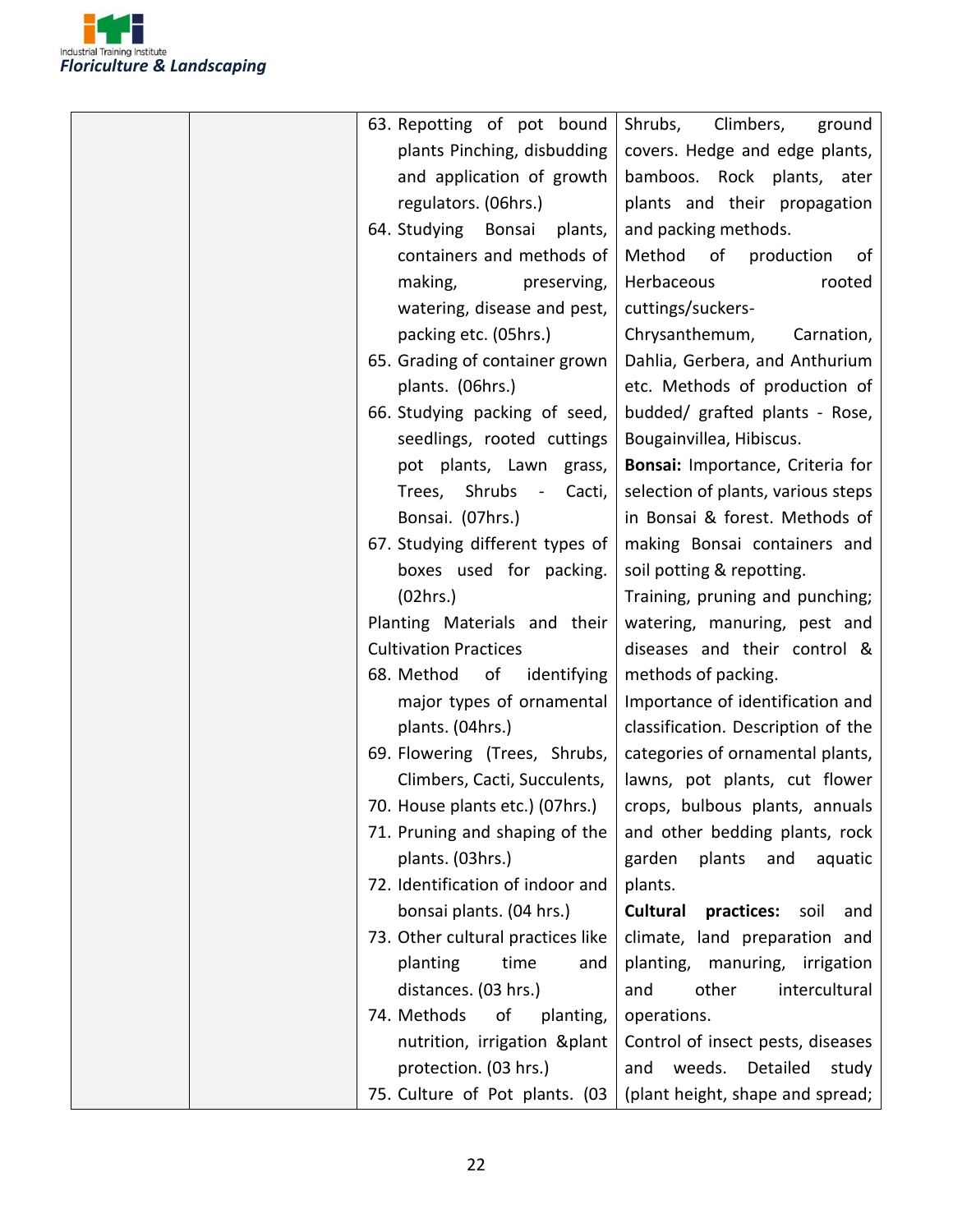| | | | |
|---|---|---|---|
| | | 63. Repotting of pot bound plants Pinching, disbudding and application of growth regulators. (06hrs.)<br>64. Studying Bonsai plants, containers and methods of making, preserving, watering, disease and pest, packing etc. (05hrs.)<br>65. Grading of container grown plants. (06hrs.)<br>66. Studying packing of seed, seedlings, rooted cuttings pot plants, Lawn grass, Trees, Shrubs - Cacti, Bonsai. (07hrs.)<br>67. Studying different types of boxes used for packing. (02hrs.)<br>Planting Materials and their Cultivation Practices<br>68. Method of identifying major types of ornamental plants. (04hrs.)<br>69. Flowering (Trees, Shrubs, Climbers, Cacti, Succulents,<br>70. House plants etc.) (07hrs.)<br>71. Pruning and shaping of the plants. (03hrs.)<br>72. Identification of indoor and bonsai plants. (04 hrs.)<br>73. Other cultural practices like planting time and distances. (03 hrs.)<br>74. Methods of planting, nutrition, irrigation &plant protection. (03 hrs.)<br>75. Culture of Pot plants. (03 | Shrubs, Climbers, ground covers. Hedge and edge plants, bamboos. Rock plants, ater plants and their propagation and packing methods.<br>Method of production of Herbaceous rooted cuttings/suckers- Chrysanthemum, Carnation, Dahlia, Gerbera, and Anthurium etc. Methods of production of budded/ grafted plants - Rose, Bougainvillea, Hibiscus.<br>**Bonsai:** Importance, Criteria for selection of plants, various steps in Bonsai & forest. Methods of making Bonsai containers and soil potting & repotting.<br>Training, pruning and punching; watering, manuring, pest and diseases and their control & methods of packing.<br>Importance of identification and classification. Description of the categories of ornamental plants, lawns, pot plants, cut flower crops, bulbous plants, annuals and other bedding plants, rock garden plants and aquatic plants.<br>**Cultural practices:** soil and climate, land preparation and planting, manuring, irrigation and other intercultural operations.<br>Control of insect pests, diseases and weeds. Detailed study (plant height, shape and spread; |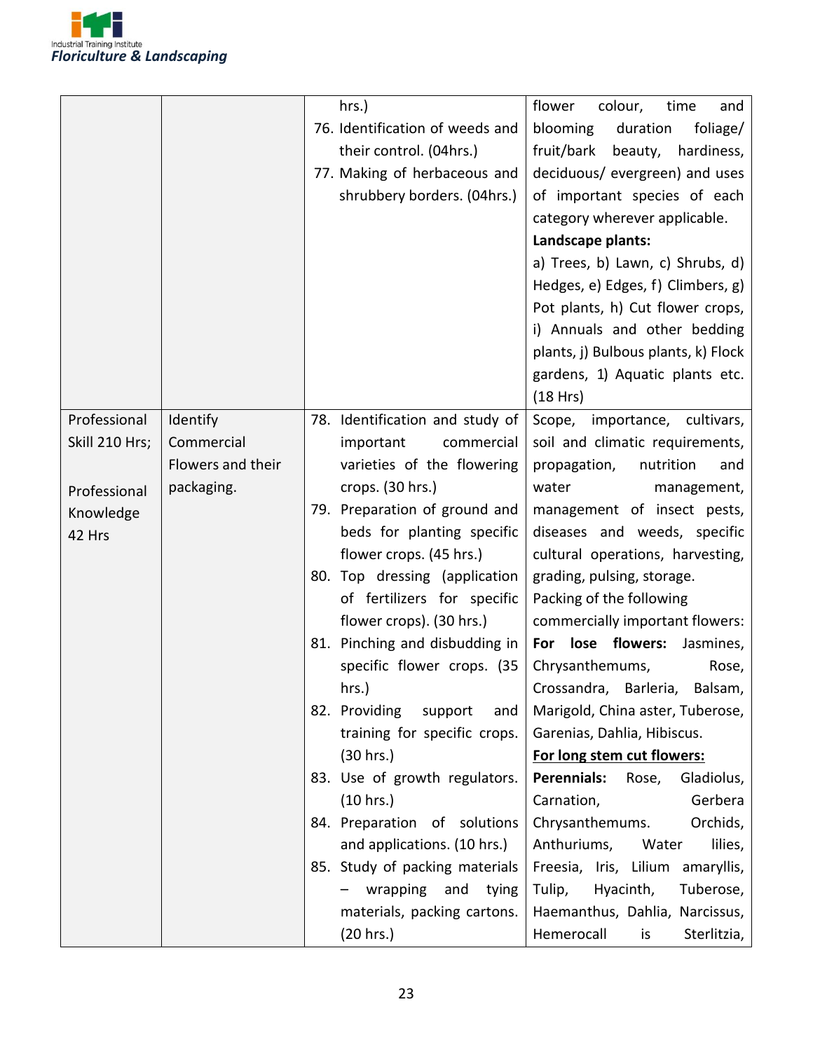| | | hrs.)<br>76. Identification of weeds and their control. (04hrs.)<br>77. Making of herbaceous and shrubbery borders. (04hrs.) | flower colour, time and blooming duration foliage/ fruit/bark beauty, hardiness, deciduous/ evergreen) and uses of important species of each category wherever applicable.<br>**Landscape plants:**<br>a) Trees, b) Lawn, c) Shrubs, d) Hedges, e) Edges, f) Climbers, g) Pot plants, h) Cut flower crops, i) Annuals and other bedding plants, j) Bulbous plants, k) Flock gardens, 1) Aquatic plants etc. (18 Hrs) |
|---|---|---|---|
| Professional Skill 210 Hrs;<br><br>Professional Knowledge 42 Hrs | Identify Commercial Flowers and their packaging. | 78. Identification and study of important commercial varieties of the flowering crops. (30 hrs.)<br>79. Preparation of ground and beds for planting specific flower crops. (45 hrs.)<br>80. Top dressing (application of fertilizers for specific flower crops). (30 hrs.)<br>81. Pinching and disbudding in specific flower crops. (35 hrs.)<br>82. Providing support and training for specific crops. (30 hrs.)<br>83. Use of growth regulators. (10 hrs.)<br>84. Preparation of solutions and applications. (10 hrs.)<br>85. Study of packing materials – wrapping and tying materials, packing cartons. (20 hrs.) | Scope, importance, cultivars, soil and climatic requirements, propagation, nutrition and water management, management of insect pests, diseases and weeds, specific cultural operations, harvesting, grading, pulsing, storage.<br>Packing of the following commercially important flowers:<br>**For lose flowers:** Jasmines, Chrysanthemums, Rose, Crossandra, Barleria, Balsam, Marigold, China aster, Tuberose, Garenias, Dahlia, Hibiscus.<br>**For long stem cut flowers:**<br>**Perennials:** Rose, Gladiolus, Carnation, Gerbera Chrysanthemums. Orchids, Anthuriums, Water lilies, Freesia, Iris, Lilium amaryllis, Tulip, Hyacinth, Tuberose, Haemanthus, Dahlia, Narcissus, Hemerocall is Sterlitzia, |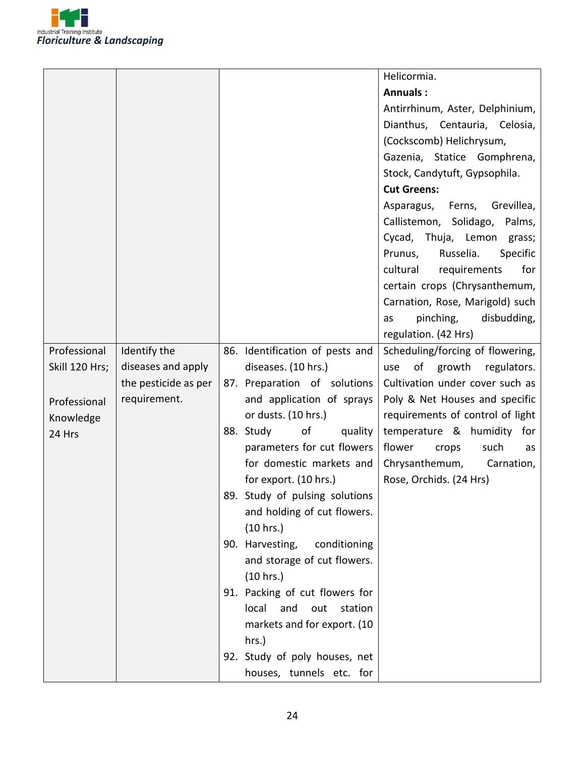| | | | |
|---|---|---|---|
| | | | Helicormia.<br>**Annuals :**<br>Antirrhinum, Aster, Delphinium, Dianthus, Centauria, Celosia, (Cockscomb) Helichrysum, Gazenia, Statice Gomphrena, Stock, Candytuft, Gypsophila.<br>**Cut Greens:**<br>Asparagus, Ferns, Grevillea, Callistemon, Solidago, Palms, Cycad, Thuja, Lemon grass; Prunus, Russelia. Specific cultural requirements for certain crops (Chrysanthemum, Carnation, Rose, Marigold) such as pinching, disbudding, regulation. (42 Hrs) |
| Professional Skill 120 Hrs;<br><br>Professional Knowledge 24 Hrs | Identify the diseases and apply the pesticide as per requirement. | 86. Identification of pests and diseases. (10 hrs.)<br>87. Preparation of solutions and application of sprays or dusts. (10 hrs.)<br>88. Study of quality parameters for cut flowers for domestic markets and for export. (10 hrs.)<br>89. Study of pulsing solutions and holding of cut flowers. (10 hrs.)<br>90. Harvesting, conditioning and storage of cut flowers. (10 hrs.)<br>91. Packing of cut flowers for local and out station markets and for export. (10 hrs.)<br>92. Study of poly houses, net houses, tunnels etc. for | Scheduling/forcing of flowering, use of growth regulators. Cultivation under cover such as Poly & Net Houses and specific requirements of control of light temperature & humidity for flower crops such as Chrysanthemum, Carnation, Rose, Orchids. (24 Hrs) |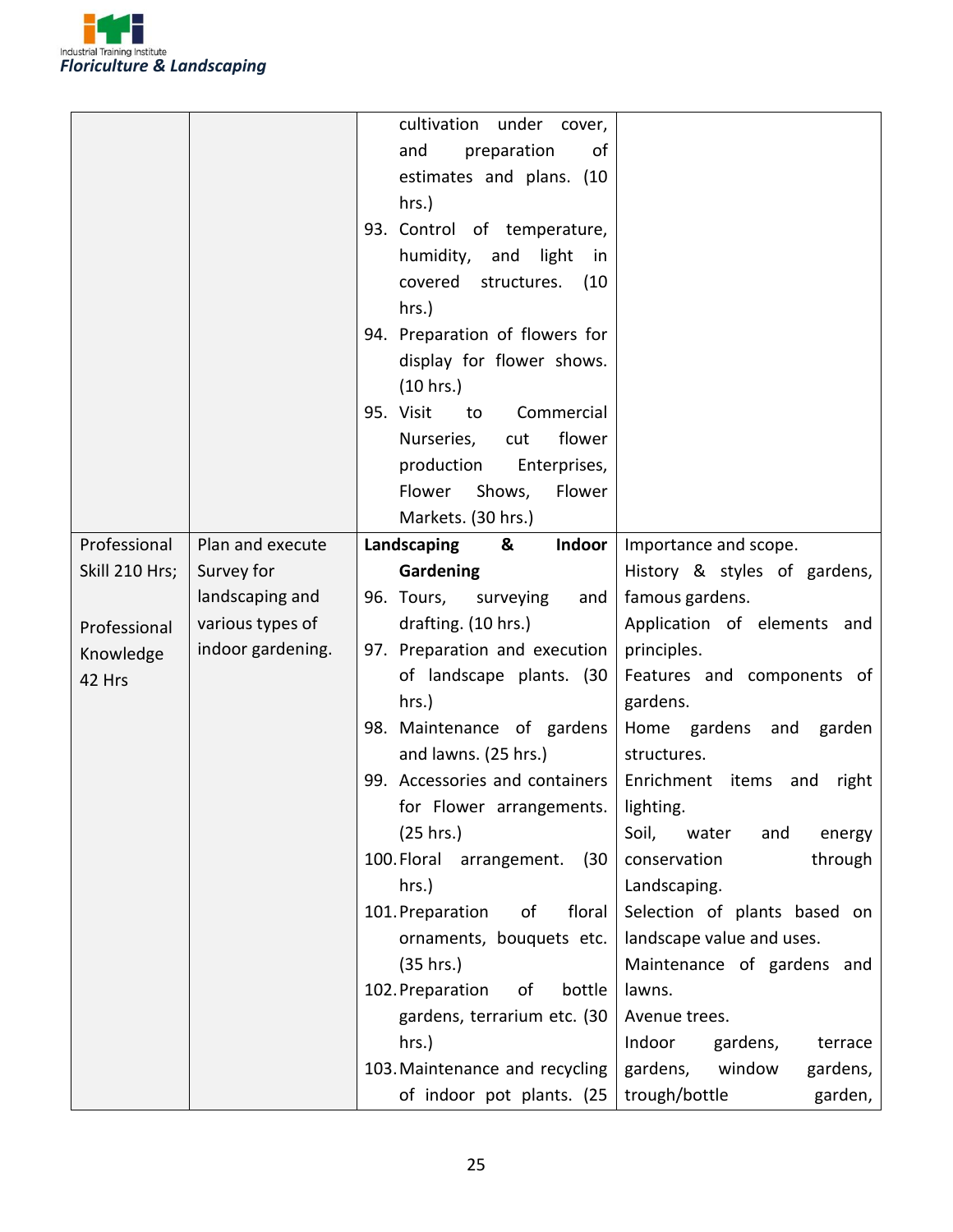| | | | |
|---|---|---|---|
| | | cultivation under cover, and preparation of estimates and plans. (10 hrs.)<br>93. Control of temperature, humidity, and light in covered structures. (10 hrs.)<br>94. Preparation of flowers for display for flower shows. (10 hrs.)<br>95. Visit to Commercial Nurseries, cut flower production Enterprises, Flower Shows, Flower Markets. (30 hrs.) | |
| Professional Skill 210 Hrs;<br><br>Professional Knowledge 42 Hrs | Plan and execute Survey for landscaping and various types of indoor gardening. | **Landscaping & Indoor Gardening**<br>96. Tours, surveying and drafting. (10 hrs.)<br>97. Preparation and execution of landscape plants. (30 hrs.)<br>98. Maintenance of gardens and lawns. (25 hrs.)<br>99. Accessories and containers for Flower arrangements. (25 hrs.)<br>100. Floral arrangement. (30 hrs.)<br>101. Preparation of floral ornaments, bouquets etc. (35 hrs.)<br>102. Preparation of bottle gardens, terrarium etc. (30 hrs.)<br>103. Maintenance and recycling of indoor pot plants. (25 | Importance and scope.<br>History & styles of gardens, famous gardens.<br>Application of elements and principles.<br>Features and components of gardens.<br>Home gardens and garden structures.<br>Enrichment items and right lighting.<br>Soil, water and energy conservation through Landscaping.<br>Selection of plants based on landscape value and uses.<br>Maintenance of gardens and lawns.<br>Avenue trees.<br>Indoor gardens, terrace gardens, window gardens, trough/bottle garden, |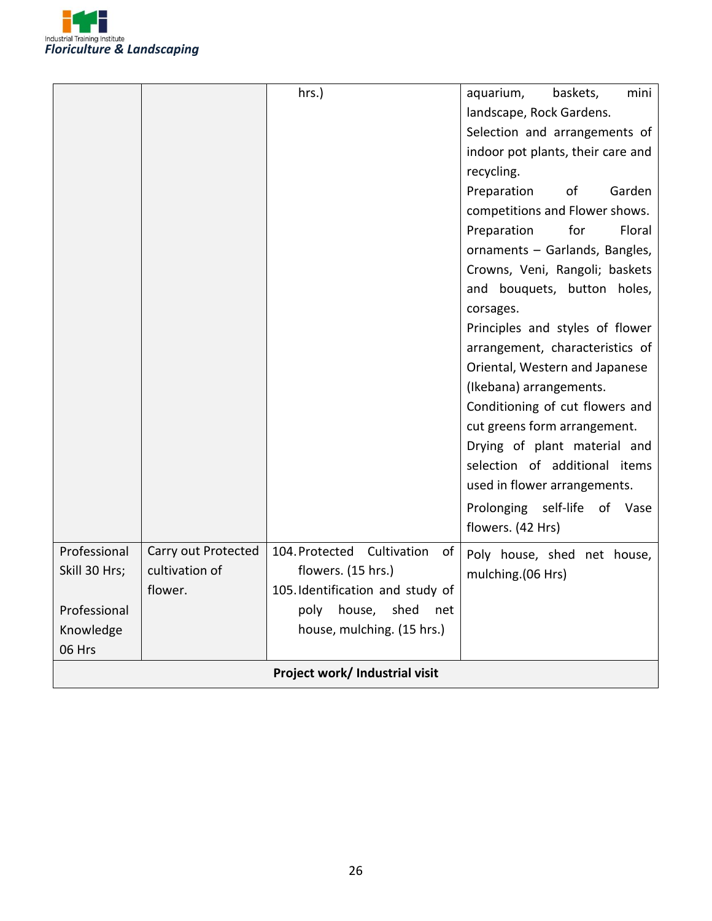| | | | |
|---|---|---|---|
| | | hrs.) | aquarium, baskets, mini landscape, Rock Gardens.<br>Selection and arrangements of indoor pot plants, their care and recycling.<br>Preparation of Garden competitions and Flower shows.<br>Preparation for Floral ornaments – Garlands, Bangles, Crowns, Veni, Rangoli; baskets and bouquets, button holes, corsages.<br>Principles and styles of flower arrangement, characteristics of Oriental, Western and Japanese (Ikebana) arrangements.<br>Conditioning of cut flowers and cut greens form arrangement.<br>Drying of plant material and selection of additional items used in flower arrangements.<br>Prolonging self-life of Vase flowers. (42 Hrs) |
| Professional Skill 30 Hrs;<br><br>Professional Knowledge 06 Hrs | Carry out Protected cultivation of flower. | 104. Protected Cultivation of flowers. (15 hrs.)<br>105. Identification and study of poly house, shed net house, mulching. (15 hrs.) | Poly house, shed net house, mulching.(06 Hrs) |
| **Project work/ Industrial visit** | | | |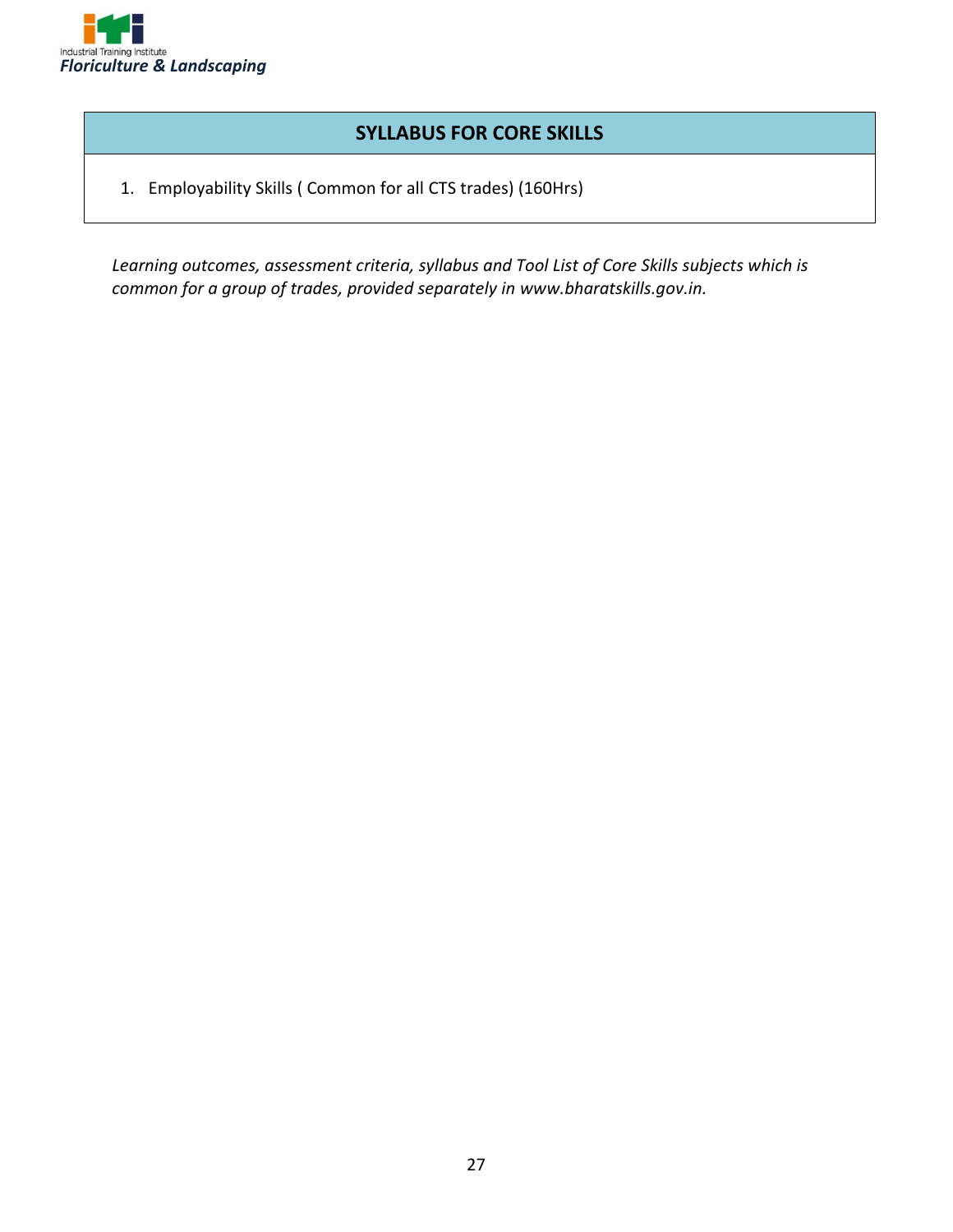## SYLLABUS FOR CORE SKILLS

1. Employability Skills ( Common for all CTS trades) (160Hrs)

*Learning outcomes, assessment criteria, syllabus and Tool List of Core Skills subjects which is common for a group of trades, provided separately in www.bharatskills.gov.in.*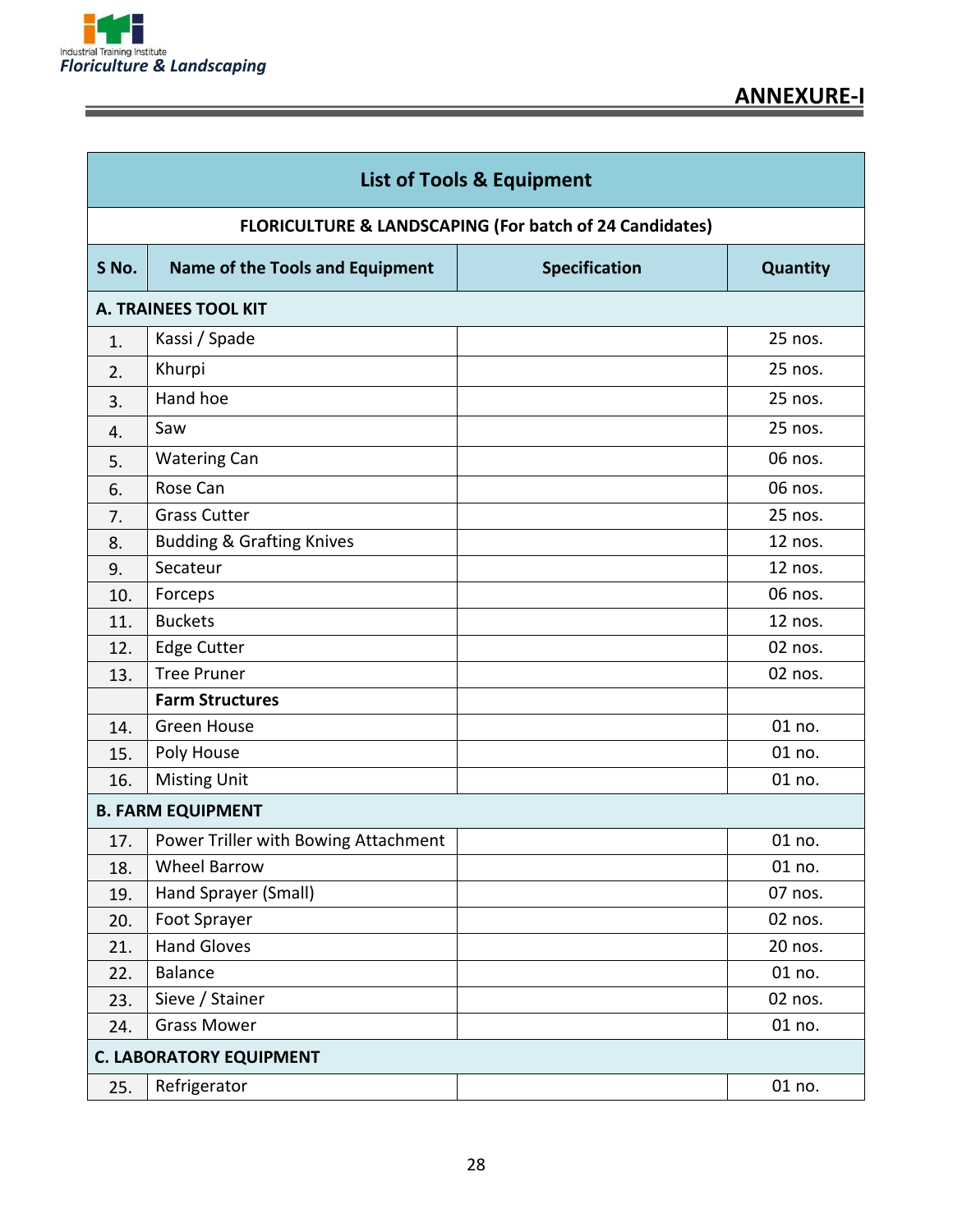## ANNEXURE-I

| List of Tools & Equipment | | | |
|---|---|---|---|
| **FLORICULTURE & LANDSCAPING (For batch of 24 Candidates)** | | | |
| **S No.** | **Name of the Tools and Equipment** | **Specification** | **Quantity** |
| **A. TRAINEES TOOL KIT** | | | |
| 1. | Kassi / Spade | | 25 nos. |
| 2. | Khurpi | | 25 nos. |
| 3. | Hand hoe | | 25 nos. |
| 4. | Saw | | 25 nos. |
| 5. | Watering Can | | 06 nos. |
| 6. | Rose Can | | 06 nos. |
| 7. | Grass Cutter | | 25 nos. |
| 8. | Budding & Grafting Knives | | 12 nos. |
| 9. | Secateur | | 12 nos. |
| 10. | Forceps | | 06 nos. |
| 11. | Buckets | | 12 nos. |
| 12. | Edge Cutter | | 02 nos. |
| 13. | Tree Pruner | | 02 nos. |
| | **Farm Structures** | | |
| 14. | Green House | | 01 no. |
| 15. | Poly House | | 01 no. |
| 16. | Misting Unit | | 01 no. |
| **B. FARM EQUIPMENT** | | | |
| 17. | Power Triller with Bowing Attachment | | 01 no. |
| 18. | Wheel Barrow | | 01 no. |
| 19. | Hand Sprayer (Small) | | 07 nos. |
| 20. | Foot Sprayer | | 02 nos. |
| 21. | Hand Gloves | | 20 nos. |
| 22. | Balance | | 01 no. |
| 23. | Sieve / Stainer | | 02 nos. |
| 24. | Grass Mower | | 01 no. |
| **C. LABORATORY EQUIPMENT** | | | |
| 25. | Refrigerator | | 01 no. |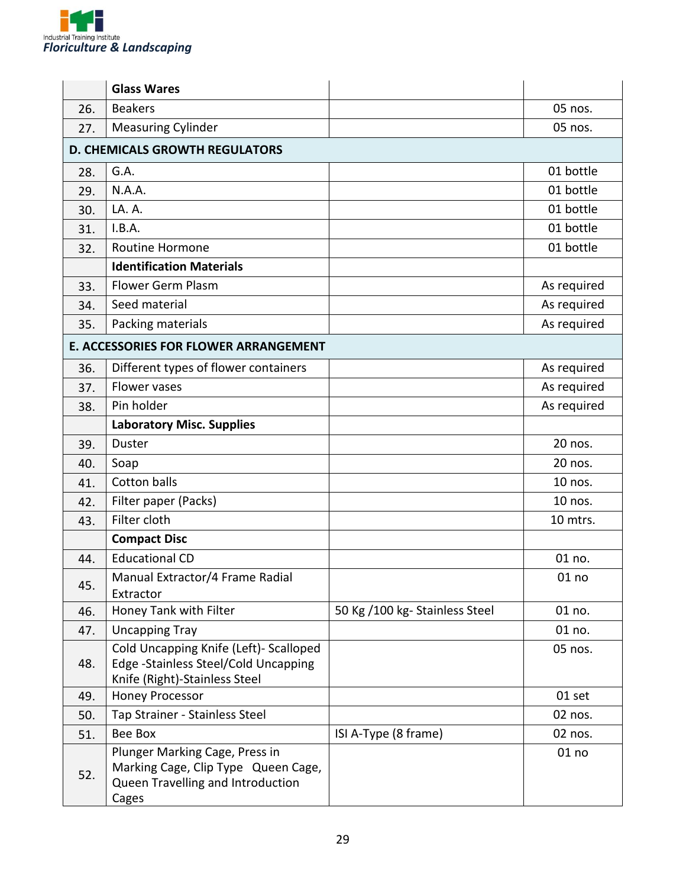| | | | |
|---|---|---|---|
| | **Glass Wares** | | |
| 26. | Beakers | | 05 nos. |
| 27. | Measuring Cylinder | | 05 nos. |
| **D. CHEMICALS GROWTH REGULATORS** | | | |
| 28. | G.A. | | 01 bottle |
| 29. | N.A.A. | | 01 bottle |
| 30. | LA. A. | | 01 bottle |
| 31. | I.B.A. | | 01 bottle |
| 32. | Routine Hormone | | 01 bottle |
| | **Identification Materials** | | |
| 33. | Flower Germ Plasm | | As required |
| 34. | Seed material | | As required |
| 35. | Packing materials | | As required |
| **E. ACCESSORIES FOR FLOWER ARRANGEMENT** | | | |
| 36. | Different types of flower containers | | As required |
| 37. | Flower vases | | As required |
| 38. | Pin holder | | As required |
| | **Laboratory Misc. Supplies** | | |
| 39. | Duster | | 20 nos. |
| 40. | Soap | | 20 nos. |
| 41. | Cotton balls | | 10 nos. |
| 42. | Filter paper (Packs) | | 10 nos. |
| 43. | Filter cloth | | 10 mtrs. |
| | **Compact Disc** | | |
| 44. | Educational CD | | 01 no. |
| 45. | Manual Extractor/4 Frame Radial Extractor | | 01 no |
| 46. | Honey Tank with Filter | 50 Kg /100 kg- Stainless Steel | 01 no. |
| 47. | Uncapping Tray | | 01 no. |
| 48. | Cold Uncapping Knife (Left)- Scalloped Edge -Stainless Steel/Cold Uncapping Knife (Right)-Stainless Steel | | 05 nos. |
| 49. | Honey Processor | | 01 set |
| 50. | Tap Strainer - Stainless Steel | | 02 nos. |
| 51. | Bee Box | ISI A-Type (8 frame) | 02 nos. |
| 52. | Plunger Marking Cage, Press in Marking Cage, Clip Type Queen Cage, Queen Travelling and Introduction Cages | | 01 no |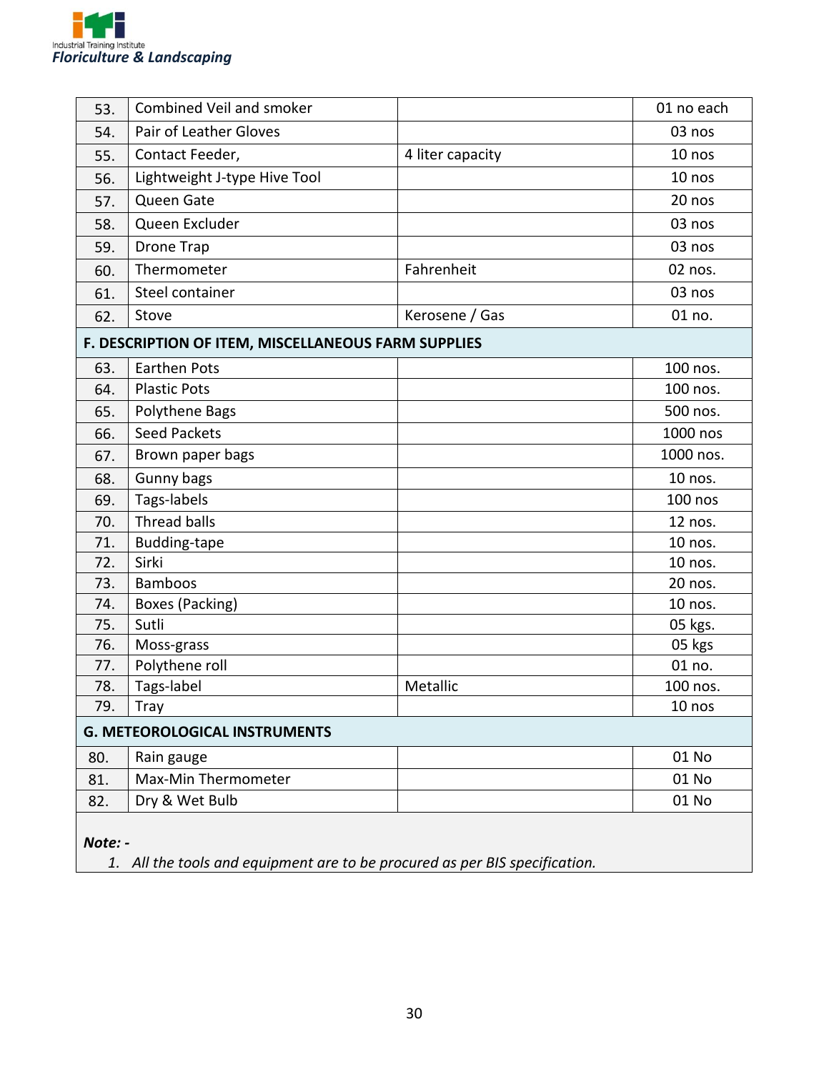| | | | |
|---|---|---|---|
| 53. | Combined Veil and smoker | | 01 no each |
| 54. | Pair of Leather Gloves | | 03 nos |
| 55. | Contact Feeder, | 4 liter capacity | 10 nos |
| 56. | Lightweight J-type Hive Tool | | 10 nos |
| 57. | Queen Gate | | 20 nos |
| 58. | Queen Excluder | | 03 nos |
| 59. | Drone Trap | | 03 nos |
| 60. | Thermometer | Fahrenheit | 02 nos. |
| 61. | Steel container | | 03 nos |
| 62. | Stove | Kerosene / Gas | 01 no. |
| **F. DESCRIPTION OF ITEM, MISCELLANEOUS FARM SUPPLIES** | | | |
| 63. | Earthen Pots | | 100 nos. |
| 64. | Plastic Pots | | 100 nos. |
| 65. | Polythene Bags | | 500 nos. |
| 66. | Seed Packets | | 1000 nos |
| 67. | Brown paper bags | | 1000 nos. |
| 68. | Gunny bags | | 10 nos. |
| 69. | Tags-labels | | 100 nos |
| 70. | Thread balls | | 12 nos. |
| 71. | Budding-tape | | 10 nos. |
| 72. | Sirki | | 10 nos. |
| 73. | Bamboos | | 20 nos. |
| 74. | Boxes (Packing) | | 10 nos. |
| 75. | Sutli | | 05 kgs. |
| 76. | Moss-grass | | 05 kgs |
| 77. | Polythene roll | | 01 no. |
| 78. | Tags-label | Metallic | 100 nos. |
| 79. | Tray | | 10 nos |
| **G. METEOROLOGICAL INSTRUMENTS** | | | |
| 80. | Rain gauge | | 01 No |
| 81. | Max-Min Thermometer | | 01 No |
| 82. | Dry & Wet Bulb | | 01 No |

***Note: -***

1. *All the tools and equipment are to be procured as per BIS specification.*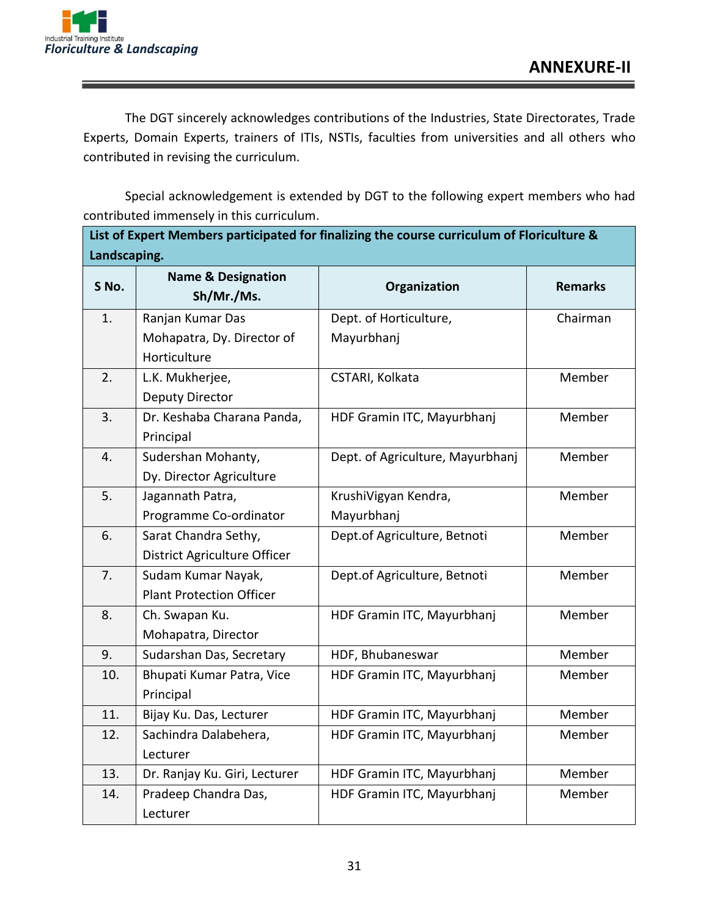## ANNEXURE-II

The DGT sincerely acknowledges contributions of the Industries, State Directorates, Trade Experts, Domain Experts, trainers of ITIs, NSTIs, faculties from universities and all others who contributed in revising the curriculum.

Special acknowledgement is extended by DGT to the following expert members who had contributed immensely in this curriculum.

| List of Expert Members participated for finalizing the course curriculum of Floriculture & Landscaping. | | | |
|---|---|---|---|
| **S No.** | **Name & Designation Sh/Mr./Ms.** | **Organization** | **Remarks** |
| 1. | Ranjan Kumar Das Mohapatra, Dy. Director of Horticulture | Dept. of Horticulture, Mayurbhanj | Chairman |
| 2. | L.K. Mukherjee, Deputy Director | CSTARI, Kolkata | Member |
| 3. | Dr. Keshaba Charana Panda, Principal | HDF Gramin ITC, Mayurbhanj | Member |
| 4. | Sudershan Mohanty, Dy. Director Agriculture | Dept. of Agriculture, Mayurbhanj | Member |
| 5. | Jagannath Patra, Programme Co-ordinator | KrushiVigyan Kendra, Mayurbhanj | Member |
| 6. | Sarat Chandra Sethy, District Agriculture Officer | Dept.of Agriculture, Betnoti | Member |
| 7. | Sudam Kumar Nayak, Plant Protection Officer | Dept.of Agriculture, Betnoti | Member |
| 8. | Ch. Swapan Ku. Mohapatra, Director | HDF Gramin ITC, Mayurbhanj | Member |
| 9. | Sudarshan Das, Secretary | HDF, Bhubaneswar | Member |
| 10. | Bhupati Kumar Patra, Vice Principal | HDF Gramin ITC, Mayurbhanj | Member |
| 11. | Bijay Ku. Das, Lecturer | HDF Gramin ITC, Mayurbhanj | Member |
| 12. | Sachindra Dalabehera, Lecturer | HDF Gramin ITC, Mayurbhanj | Member |
| 13. | Dr. Ranjay Ku. Giri, Lecturer | HDF Gramin ITC, Mayurbhanj | Member |
| 14. | Pradeep Chandra Das, Lecturer | HDF Gramin ITC, Mayurbhanj | Member |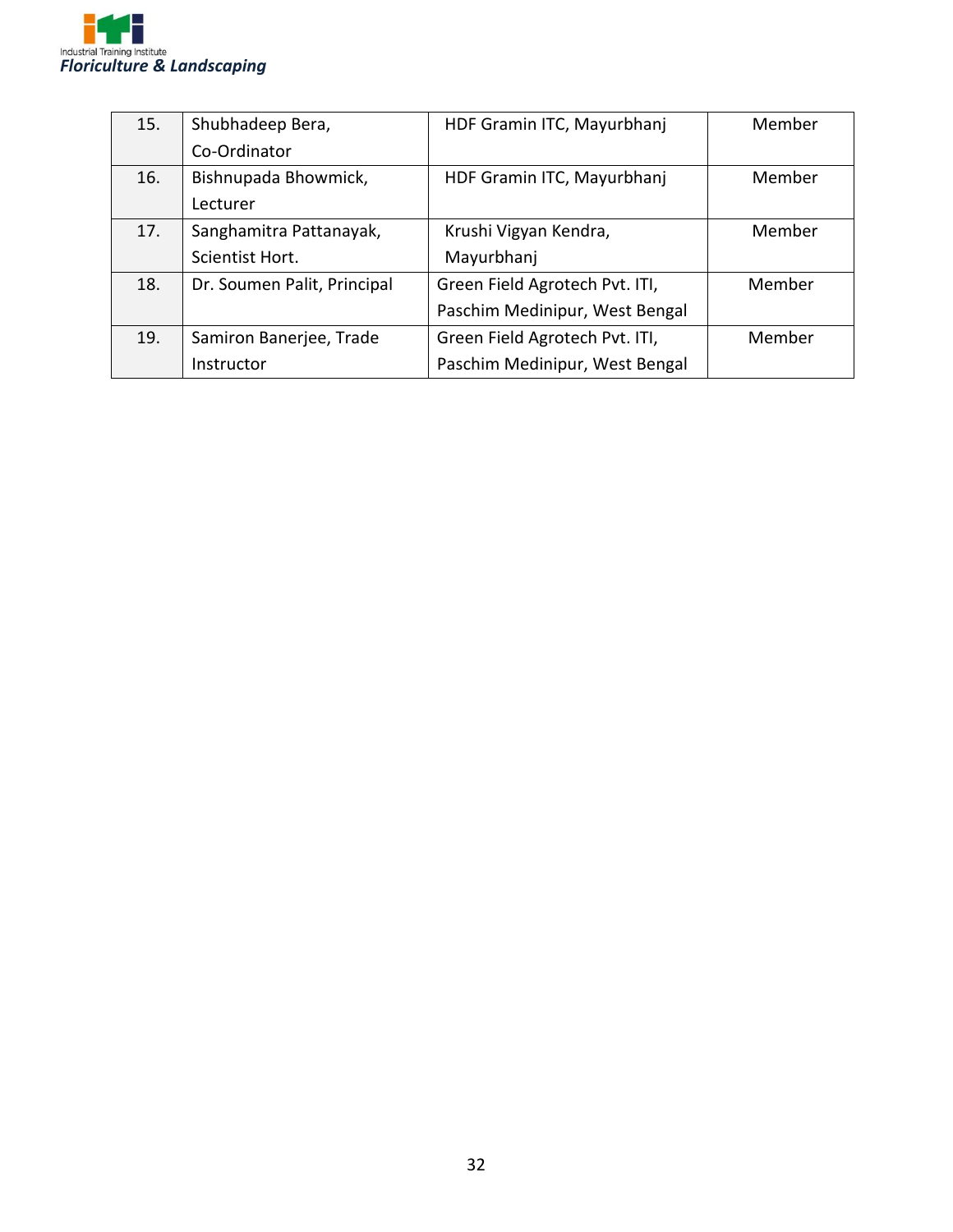| 15. | Shubhadeep Bera, Co-Ordinator | HDF Gramin ITC, Mayurbhanj | Member |
|---|---|---|---|
| 16. | Bishnupada Bhowmick, Lecturer | HDF Gramin ITC, Mayurbhanj | Member |
| 17. | Sanghamitra Pattanayak, Scientist Hort. | Krushi Vigyan Kendra, Mayurbhanj | Member |
| 18. | Dr. Soumen Palit, Principal | Green Field Agrotech Pvt. ITI, Paschim Medinipur, West Bengal | Member |
| 19. | Samiron Banerjee, Trade Instructor | Green Field Agrotech Pvt. ITI, Paschim Medinipur, West Bengal | Member |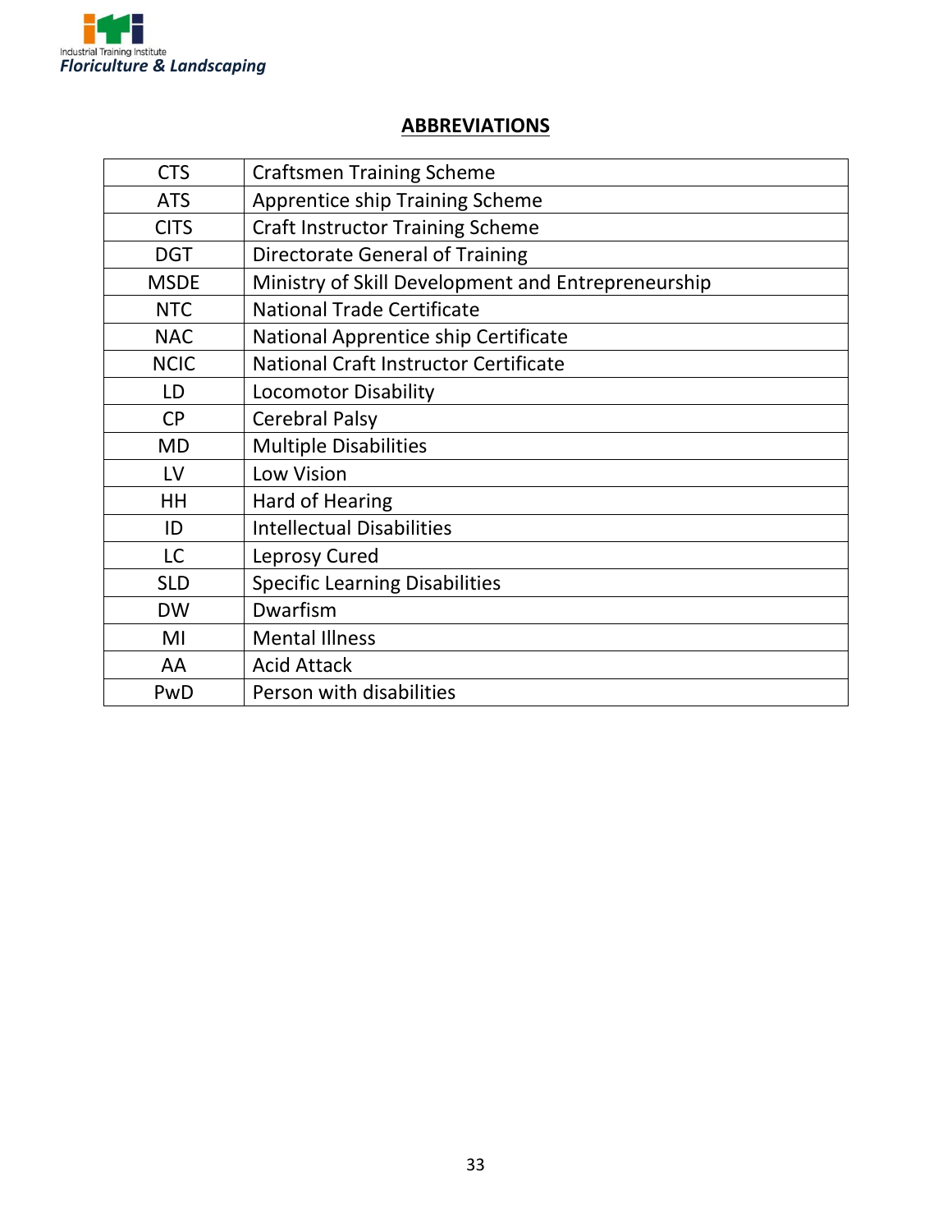## ABBREVIATIONS

| | |
|---|---|
| CTS | Craftsmen Training Scheme |
| ATS | Apprentice ship Training Scheme |
| CITS | Craft Instructor Training Scheme |
| DGT | Directorate General of Training |
| MSDE | Ministry of Skill Development and Entrepreneurship |
| NTC | National Trade Certificate |
| NAC | National Apprentice ship Certificate |
| NCIC | National Craft Instructor Certificate |
| LD | Locomotor Disability |
| CP | Cerebral Palsy |
| MD | Multiple Disabilities |
| LV | Low Vision |
| HH | Hard of Hearing |
| ID | Intellectual Disabilities |
| LC | Leprosy Cured |
| SLD | Specific Learning Disabilities |
| DW | Dwarfism |
| MI | Mental Illness |
| AA | Acid Attack |
| PwD | Person with disabilities |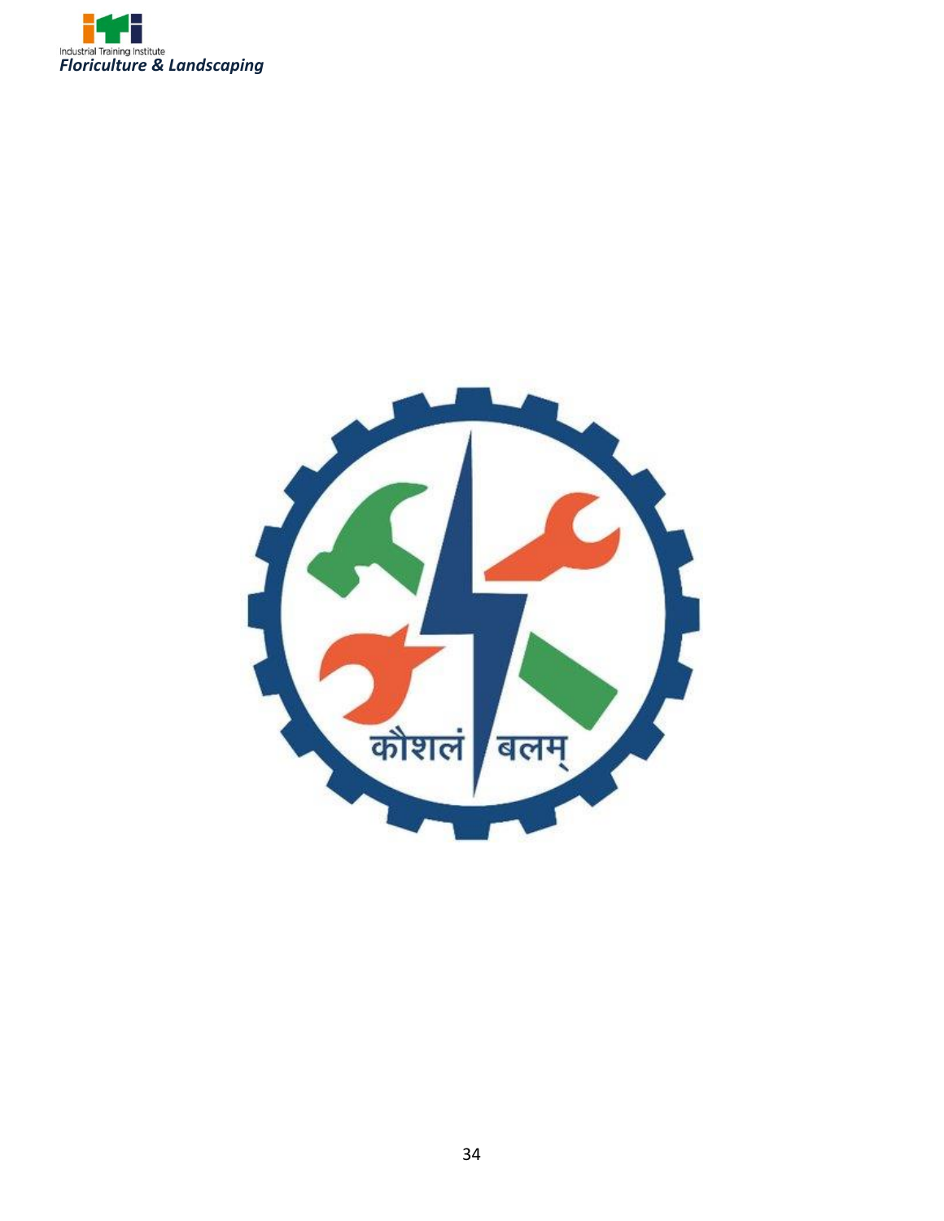कौशलं बलम्